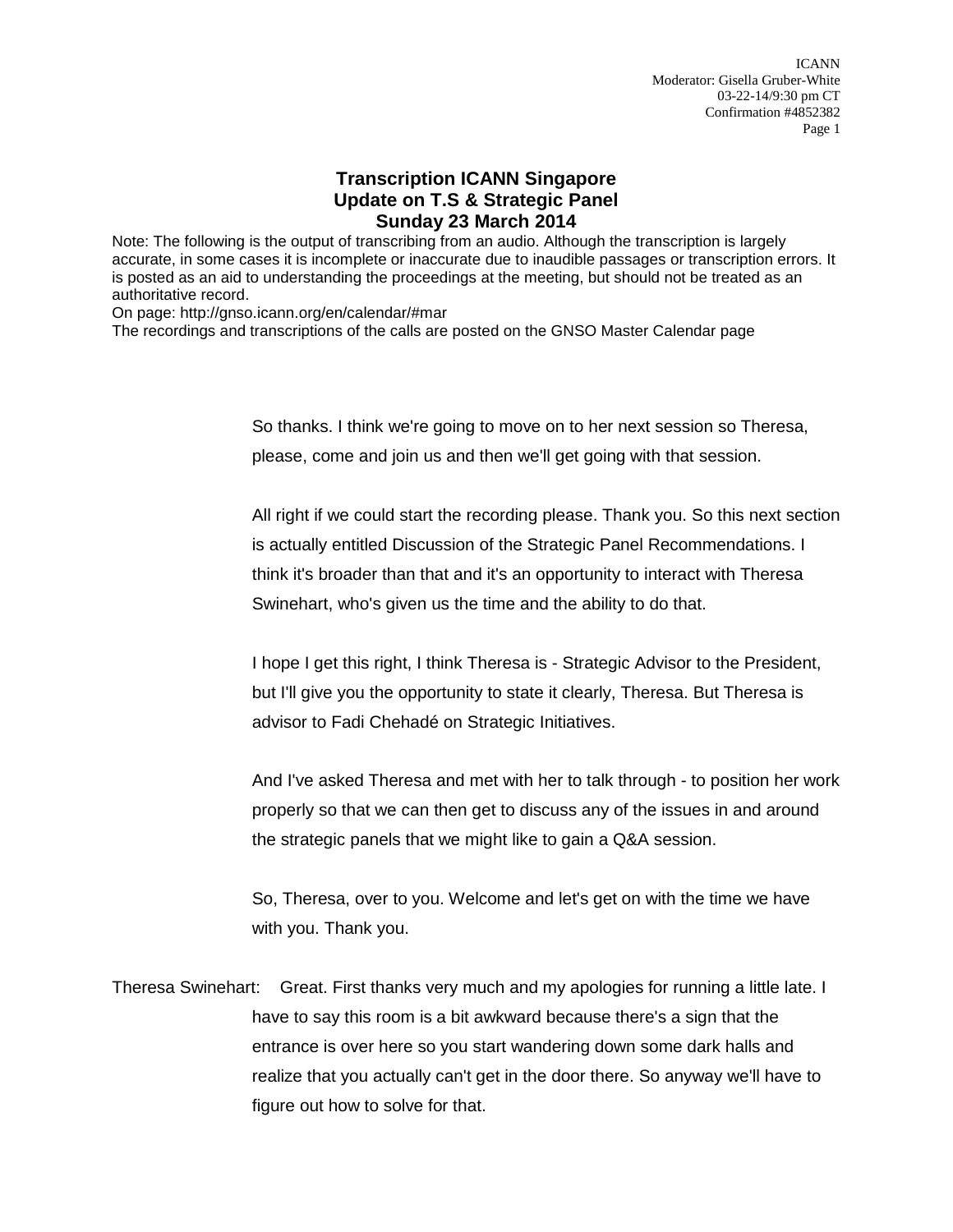# Transcription ICANN Singapore
## Update on T.S & Strategic Panel
## Sunday 23 March 2014

Note: The following is the output of transcribing from an audio. Although the transcription is largely accurate, in some cases it is incomplete or inaccurate due to inaudible passages or transcription errors. It is posted as an aid to understanding the proceedings at the meeting, but should not be treated as an authoritative record.
On page: http://gnso.icann.org/en/calendar/#mar
The recordings and transcriptions of the calls are posted on the GNSO Master Calendar page

So thanks. I think we're going to move on to her next session so Theresa, please, come and join us and then we'll get going with that session.

All right if we could start the recording please. Thank you. So this next section is actually entitled Discussion of the Strategic Panel Recommendations. I think it's broader than that and it's an opportunity to interact with Theresa Swinehart, who's given us the time and the ability to do that.

I hope I get this right, I think Theresa is - Strategic Advisor to the President, but I'll give you the opportunity to state it clearly, Theresa. But Theresa is advisor to Fadi Chehadé on Strategic Initiatives.

And I've asked Theresa and met with her to talk through - to position her work properly so that we can then get to discuss any of the issues in and around the strategic panels that we might like to gain a Q&A session.

So, Theresa, over to you. Welcome and let's get on with the time we have with you. Thank you.

Theresa Swinehart: Great. First thanks very much and my apologies for running a little late. I have to say this room is a bit awkward because there's a sign that the entrance is over here so you start wandering down some dark halls and realize that you actually can't get in the door there. So anyway we'll have to figure out how to solve for that.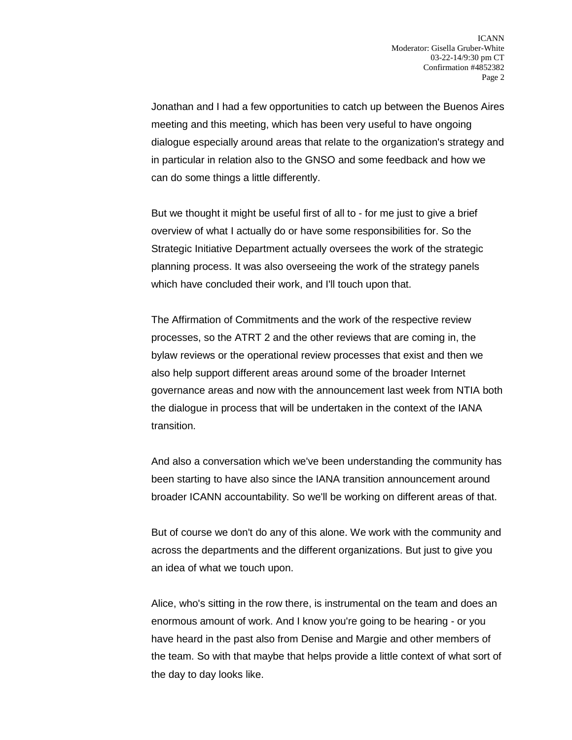Jonathan and I had a few opportunities to catch up between the Buenos Aires meeting and this meeting, which has been very useful to have ongoing dialogue especially around areas that relate to the organization's strategy and in particular in relation also to the GNSO and some feedback and how we can do some things a little differently.

But we thought it might be useful first of all to - for me just to give a brief overview of what I actually do or have some responsibilities for. So the Strategic Initiative Department actually oversees the work of the strategic planning process. It was also overseeing the work of the strategy panels which have concluded their work, and I'll touch upon that.

The Affirmation of Commitments and the work of the respective review processes, so the ATRT 2 and the other reviews that are coming in, the bylaw reviews or the operational review processes that exist and then we also help support different areas around some of the broader Internet governance areas and now with the announcement last week from NTIA both the dialogue in process that will be undertaken in the context of the IANA transition.

And also a conversation which we've been understanding the community has been starting to have also since the IANA transition announcement around broader ICANN accountability. So we'll be working on different areas of that.

But of course we don't do any of this alone. We work with the community and across the departments and the different organizations. But just to give you an idea of what we touch upon.

Alice, who's sitting in the row there, is instrumental on the team and does an enormous amount of work. And I know you're going to be hearing - or you have heard in the past also from Denise and Margie and other members of the team. So with that maybe that helps provide a little context of what sort of the day to day looks like.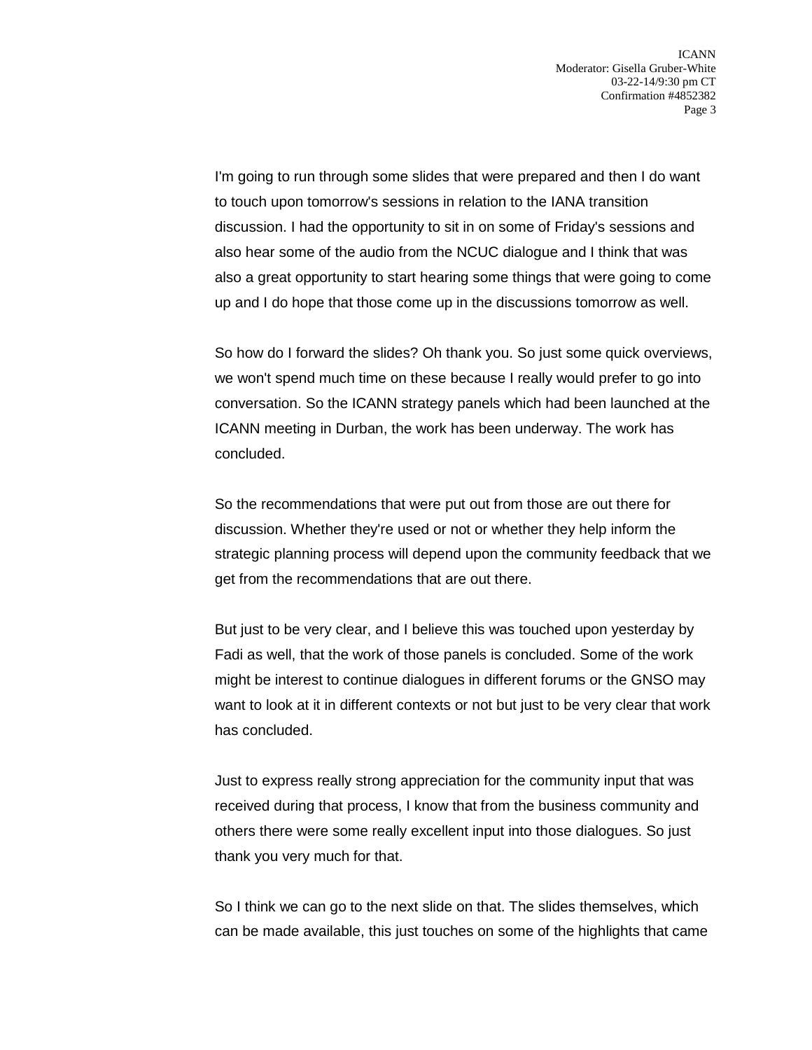I'm going to run through some slides that were prepared and then I do want to touch upon tomorrow's sessions in relation to the IANA transition discussion. I had the opportunity to sit in on some of Friday's sessions and also hear some of the audio from the NCUC dialogue and I think that was also a great opportunity to start hearing some things that were going to come up and I do hope that those come up in the discussions tomorrow as well.

So how do I forward the slides? Oh thank you. So just some quick overviews, we won't spend much time on these because I really would prefer to go into conversation. So the ICANN strategy panels which had been launched at the ICANN meeting in Durban, the work has been underway. The work has concluded.

So the recommendations that were put out from those are out there for discussion. Whether they're used or not or whether they help inform the strategic planning process will depend upon the community feedback that we get from the recommendations that are out there.

But just to be very clear, and I believe this was touched upon yesterday by Fadi as well, that the work of those panels is concluded. Some of the work might be interest to continue dialogues in different forums or the GNSO may want to look at it in different contexts or not but just to be very clear that work has concluded.

Just to express really strong appreciation for the community input that was received during that process, I know that from the business community and others there were some really excellent input into those dialogues. So just thank you very much for that.

So I think we can go to the next slide on that. The slides themselves, which can be made available, this just touches on some of the highlights that came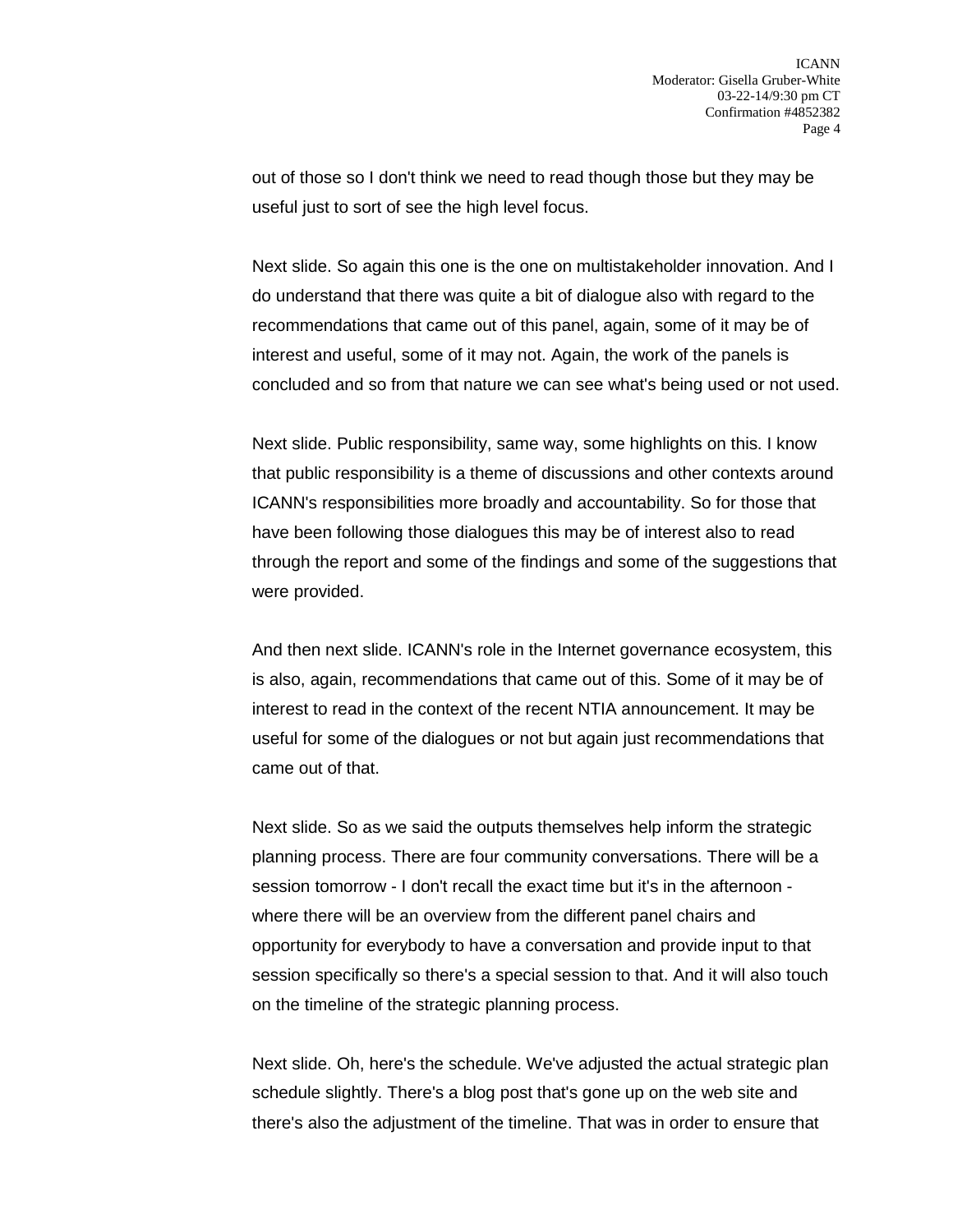out of those so I don't think we need to read though those but they may be useful just to sort of see the high level focus.

Next slide. So again this one is the one on multistakeholder innovation. And I do understand that there was quite a bit of dialogue also with regard to the recommendations that came out of this panel, again, some of it may be of interest and useful, some of it may not. Again, the work of the panels is concluded and so from that nature we can see what's being used or not used.

Next slide. Public responsibility, same way, some highlights on this. I know that public responsibility is a theme of discussions and other contexts around ICANN's responsibilities more broadly and accountability. So for those that have been following those dialogues this may be of interest also to read through the report and some of the findings and some of the suggestions that were provided.

And then next slide. ICANN's role in the Internet governance ecosystem, this is also, again, recommendations that came out of this. Some of it may be of interest to read in the context of the recent NTIA announcement. It may be useful for some of the dialogues or not but again just recommendations that came out of that.

Next slide. So as we said the outputs themselves help inform the strategic planning process. There are four community conversations. There will be a session tomorrow - I don't recall the exact time but it's in the afternoon - where there will be an overview from the different panel chairs and opportunity for everybody to have a conversation and provide input to that session specifically so there's a special session to that. And it will also touch on the timeline of the strategic planning process.

Next slide. Oh, here's the schedule. We've adjusted the actual strategic plan schedule slightly. There's a blog post that's gone up on the web site and there's also the adjustment of the timeline. That was in order to ensure that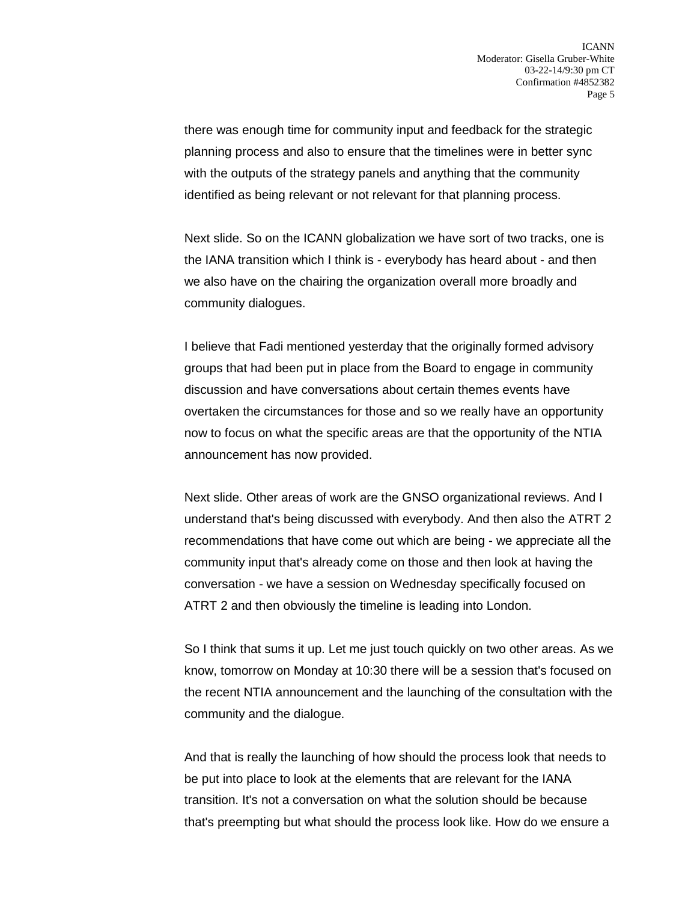there was enough time for community input and feedback for the strategic planning process and also to ensure that the timelines were in better sync with the outputs of the strategy panels and anything that the community identified as being relevant or not relevant for that planning process.

Next slide. So on the ICANN globalization we have sort of two tracks, one is the IANA transition which I think is - everybody has heard about - and then we also have on the chairing the organization overall more broadly and community dialogues.

I believe that Fadi mentioned yesterday that the originally formed advisory groups that had been put in place from the Board to engage in community discussion and have conversations about certain themes events have overtaken the circumstances for those and so we really have an opportunity now to focus on what the specific areas are that the opportunity of the NTIA announcement has now provided.

Next slide. Other areas of work are the GNSO organizational reviews. And I understand that's being discussed with everybody. And then also the ATRT 2 recommendations that have come out which are being - we appreciate all the community input that's already come on those and then look at having the conversation - we have a session on Wednesday specifically focused on ATRT 2 and then obviously the timeline is leading into London.

So I think that sums it up. Let me just touch quickly on two other areas. As we know, tomorrow on Monday at 10:30 there will be a session that's focused on the recent NTIA announcement and the launching of the consultation with the community and the dialogue.

And that is really the launching of how should the process look that needs to be put into place to look at the elements that are relevant for the IANA transition. It's not a conversation on what the solution should be because that's preempting but what should the process look like. How do we ensure a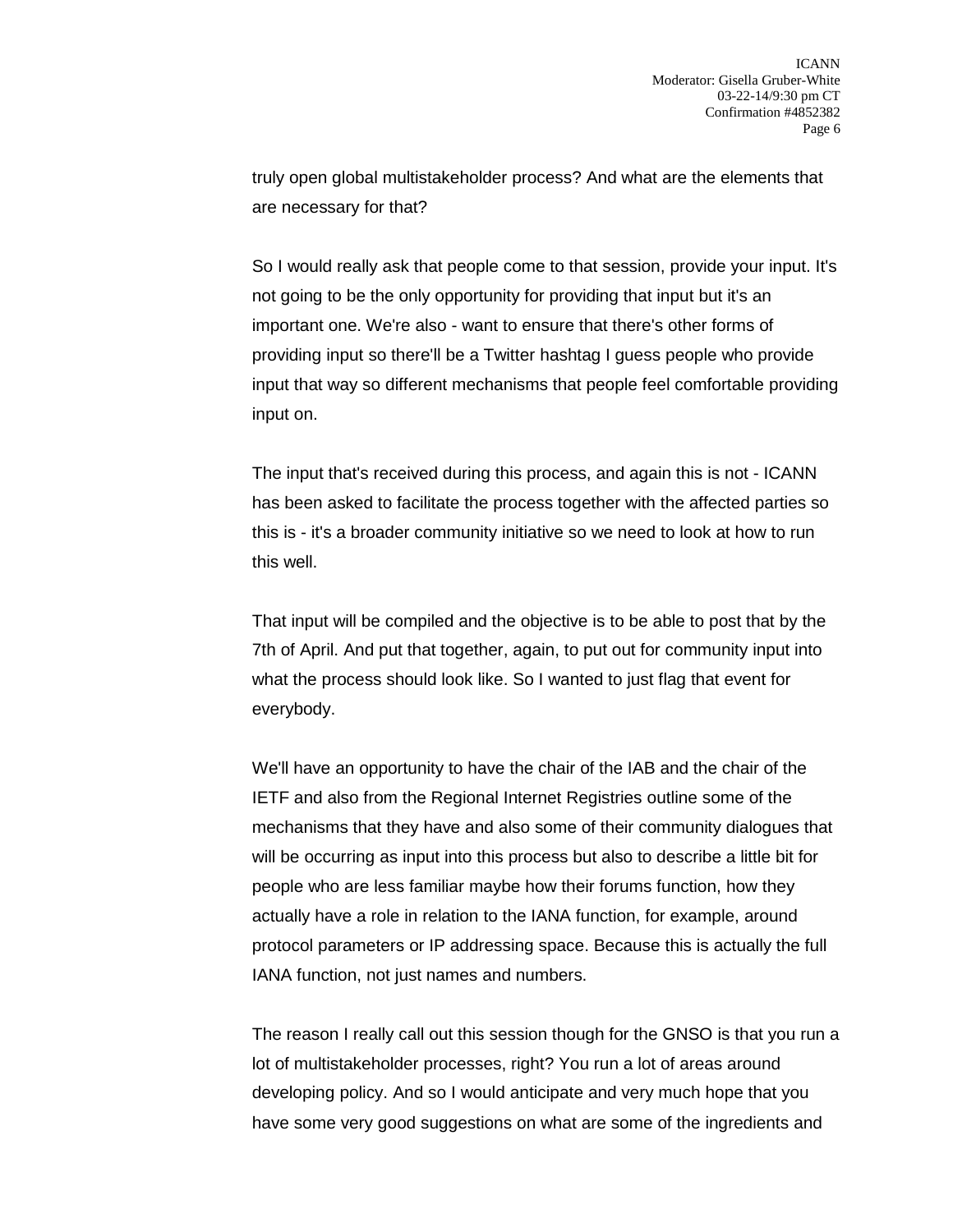truly open global multistakeholder process? And what are the elements that are necessary for that?

So I would really ask that people come to that session, provide your input. It's not going to be the only opportunity for providing that input but it's an important one. We're also - want to ensure that there's other forms of providing input so there'll be a Twitter hashtag I guess people who provide input that way so different mechanisms that people feel comfortable providing input on.

The input that's received during this process, and again this is not - ICANN has been asked to facilitate the process together with the affected parties so this is - it's a broader community initiative so we need to look at how to run this well.

That input will be compiled and the objective is to be able to post that by the 7th of April. And put that together, again, to put out for community input into what the process should look like. So I wanted to just flag that event for everybody.

We'll have an opportunity to have the chair of the IAB and the chair of the IETF and also from the Regional Internet Registries outline some of the mechanisms that they have and also some of their community dialogues that will be occurring as input into this process but also to describe a little bit for people who are less familiar maybe how their forums function, how they actually have a role in relation to the IANA function, for example, around protocol parameters or IP addressing space. Because this is actually the full IANA function, not just names and numbers.

The reason I really call out this session though for the GNSO is that you run a lot of multistakeholder processes, right? You run a lot of areas around developing policy. And so I would anticipate and very much hope that you have some very good suggestions on what are some of the ingredients and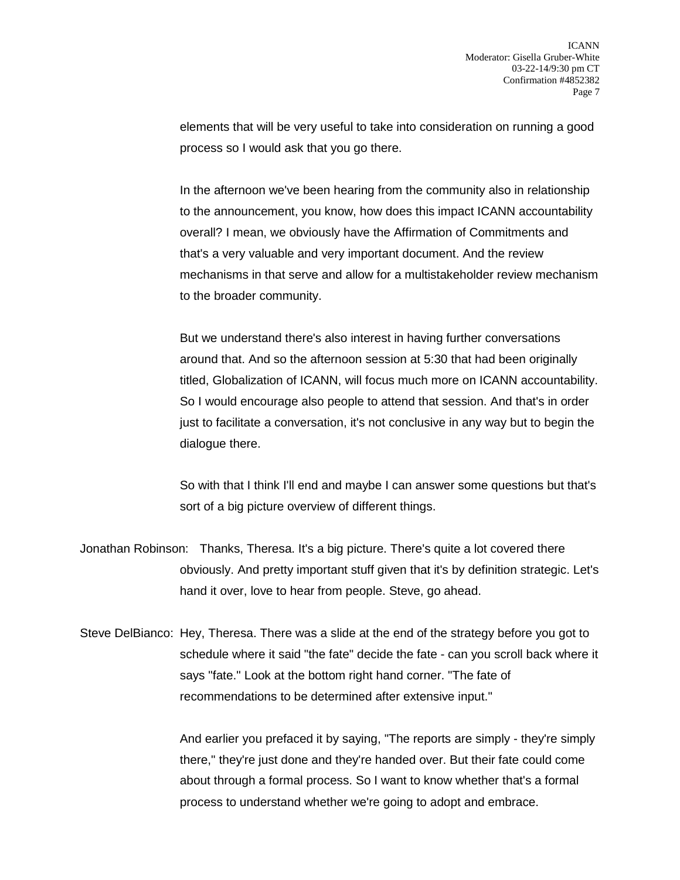elements that will be very useful to take into consideration on running a good process so I would ask that you go there.

In the afternoon we've been hearing from the community also in relationship to the announcement, you know, how does this impact ICANN accountability overall? I mean, we obviously have the Affirmation of Commitments and that's a very valuable and very important document. And the review mechanisms in that serve and allow for a multistakeholder review mechanism to the broader community.

But we understand there's also interest in having further conversations around that. And so the afternoon session at 5:30 that had been originally titled, Globalization of ICANN, will focus much more on ICANN accountability. So I would encourage also people to attend that session. And that's in order just to facilitate a conversation, it's not conclusive in any way but to begin the dialogue there.

So with that I think I'll end and maybe I can answer some questions but that's sort of a big picture overview of different things.

Jonathan Robinson: Thanks, Theresa. It's a big picture. There's quite a lot covered there obviously. And pretty important stuff given that it's by definition strategic. Let's hand it over, love to hear from people. Steve, go ahead.

Steve DelBianco: Hey, Theresa. There was a slide at the end of the strategy before you got to schedule where it said "the fate" decide the fate - can you scroll back where it says "fate." Look at the bottom right hand corner. "The fate of recommendations to be determined after extensive input."

And earlier you prefaced it by saying, "The reports are simply - they're simply there," they're just done and they're handed over. But their fate could come about through a formal process. So I want to know whether that's a formal process to understand whether we're going to adopt and embrace.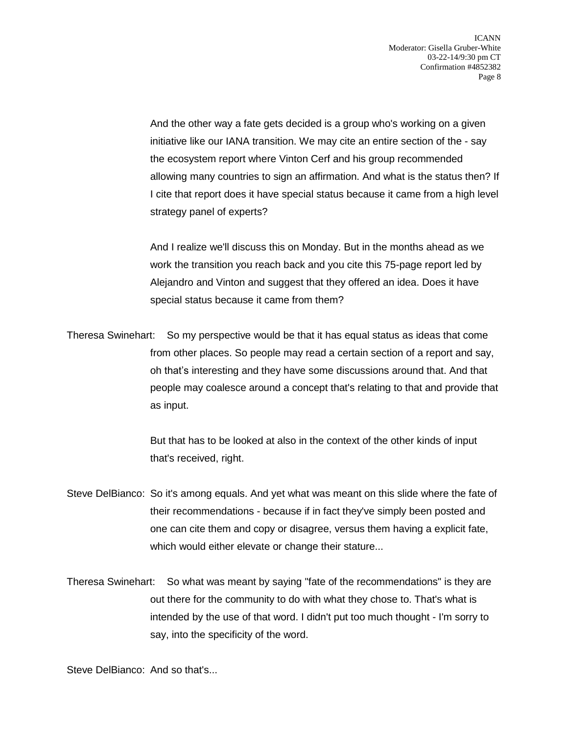And the other way a fate gets decided is a group who's working on a given initiative like our IANA transition. We may cite an entire section of the - say the ecosystem report where Vinton Cerf and his group recommended allowing many countries to sign an affirmation. And what is the status then? If I cite that report does it have special status because it came from a high level strategy panel of experts?

And I realize we'll discuss this on Monday. But in the months ahead as we work the transition you reach back and you cite this 75-page report led by Alejandro and Vinton and suggest that they offered an idea. Does it have special status because it came from them?

Theresa Swinehart: So my perspective would be that it has equal status as ideas that come from other places. So people may read a certain section of a report and say, oh that's interesting and they have some discussions around that. And that people may coalesce around a concept that's relating to that and provide that as input.

But that has to be looked at also in the context of the other kinds of input that's received, right.

Steve DelBianco: So it's among equals. And yet what was meant on this slide where the fate of their recommendations - because if in fact they've simply been posted and one can cite them and copy or disagree, versus them having a explicit fate, which would either elevate or change their stature...

Theresa Swinehart: So what was meant by saying "fate of the recommendations" is they are out there for the community to do with what they chose to. That's what is intended by the use of that word. I didn't put too much thought - I'm sorry to say, into the specificity of the word.

Steve DelBianco: And so that's...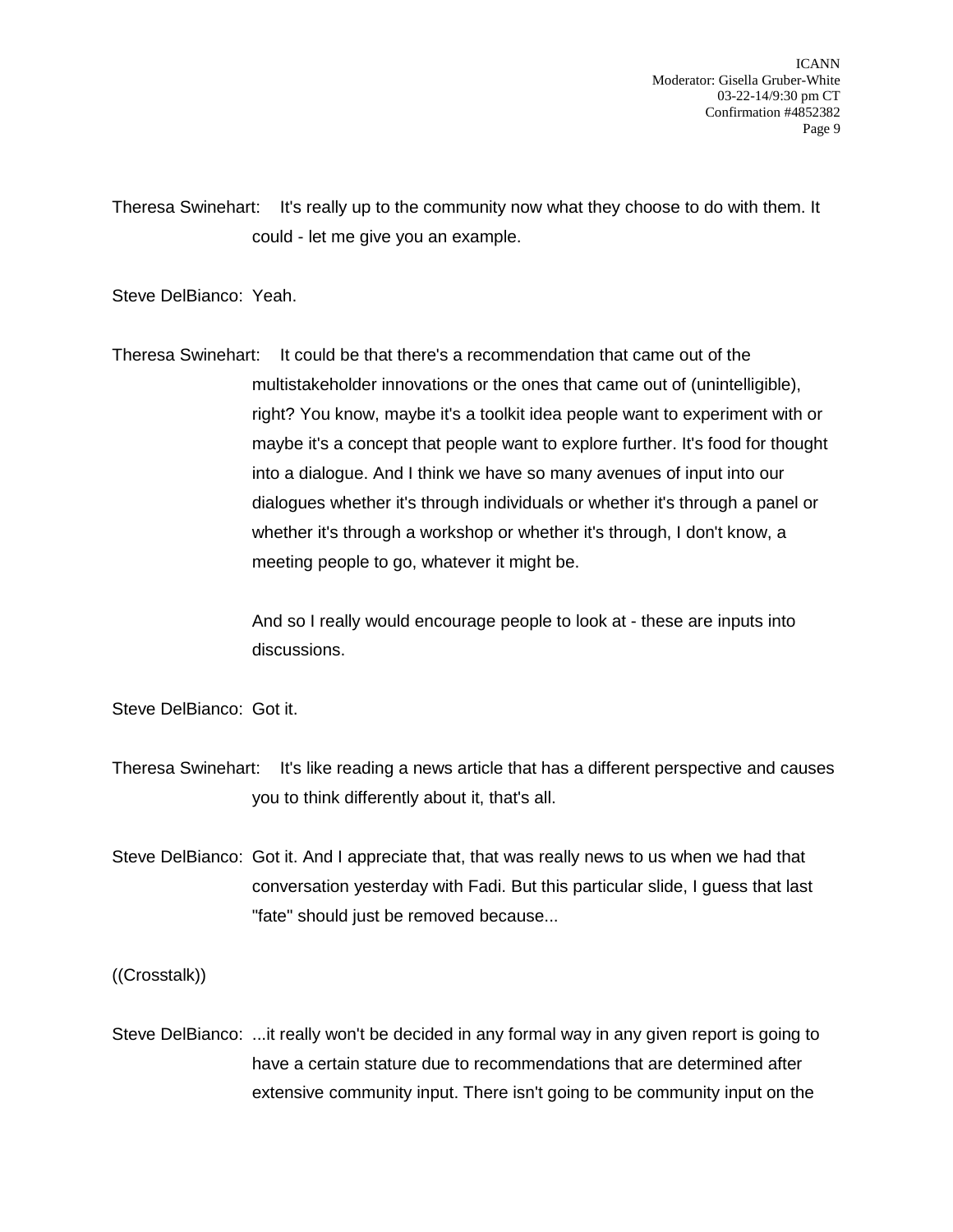Theresa Swinehart: It's really up to the community now what they choose to do with them. It could - let me give you an example.

Steve DelBianco: Yeah.

Theresa Swinehart: It could be that there's a recommendation that came out of the multistakeholder innovations or the ones that came out of (unintelligible), right? You know, maybe it's a toolkit idea people want to experiment with or maybe it's a concept that people want to explore further. It's food for thought into a dialogue. And I think we have so many avenues of input into our dialogues whether it's through individuals or whether it's through a panel or whether it's through a workshop or whether it's through, I don't know, a meeting people to go, whatever it might be.

And so I really would encourage people to look at - these are inputs into discussions.

Steve DelBianco: Got it.

Theresa Swinehart: It's like reading a news article that has a different perspective and causes you to think differently about it, that's all.

Steve DelBianco: Got it. And I appreciate that, that was really news to us when we had that conversation yesterday with Fadi. But this particular slide, I guess that last "fate" should just be removed because...

((Crosstalk))

Steve DelBianco: ...it really won't be decided in any formal way in any given report is going to have a certain stature due to recommendations that are determined after extensive community input. There isn't going to be community input on the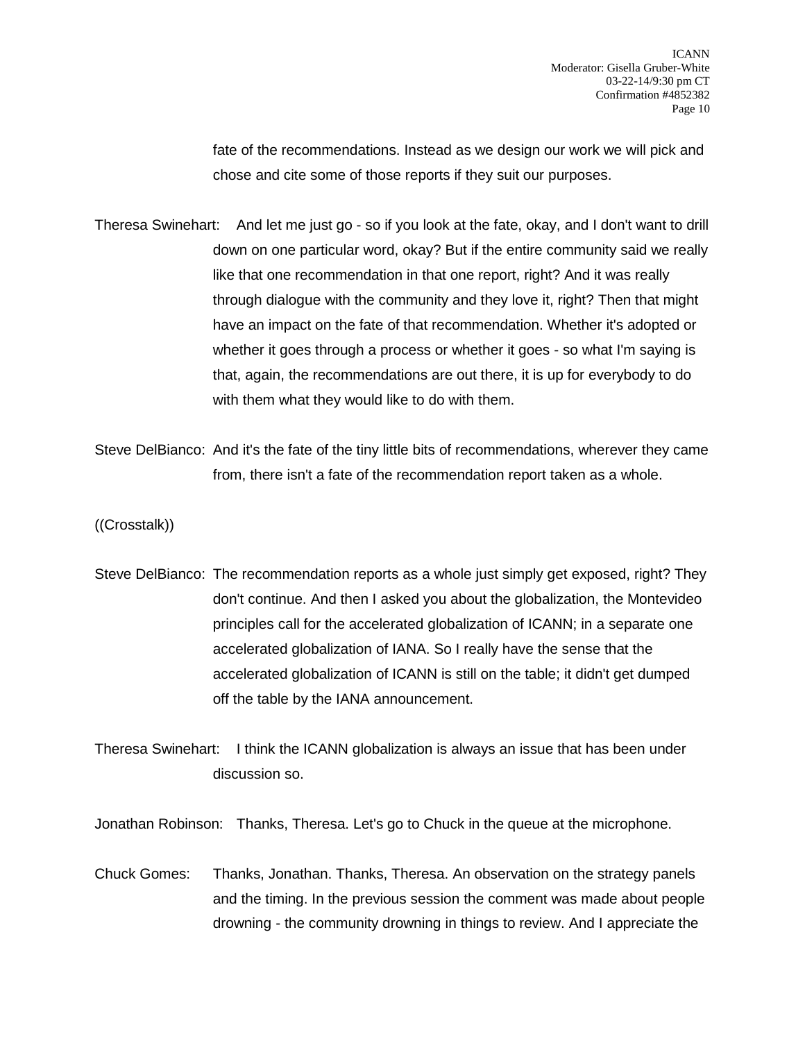fate of the recommendations. Instead as we design our work we will pick and chose and cite some of those reports if they suit our purposes.

Theresa Swinehart: And let me just go - so if you look at the fate, okay, and I don't want to drill down on one particular word, okay? But if the entire community said we really like that one recommendation in that one report, right? And it was really through dialogue with the community and they love it, right? Then that might have an impact on the fate of that recommendation. Whether it's adopted or whether it goes through a process or whether it goes - so what I'm saying is that, again, the recommendations are out there, it is up for everybody to do with them what they would like to do with them.

Steve DelBianco: And it's the fate of the tiny little bits of recommendations, wherever they came from, there isn't a fate of the recommendation report taken as a whole.

((Crosstalk))

Steve DelBianco: The recommendation reports as a whole just simply get exposed, right? They don't continue. And then I asked you about the globalization, the Montevideo principles call for the accelerated globalization of ICANN; in a separate one accelerated globalization of IANA. So I really have the sense that the accelerated globalization of ICANN is still on the table; it didn't get dumped off the table by the IANA announcement.

Theresa Swinehart: I think the ICANN globalization is always an issue that has been under discussion so.

Jonathan Robinson: Thanks, Theresa. Let's go to Chuck in the queue at the microphone.

Chuck Gomes: Thanks, Jonathan. Thanks, Theresa. An observation on the strategy panels and the timing. In the previous session the comment was made about people drowning - the community drowning in things to review. And I appreciate the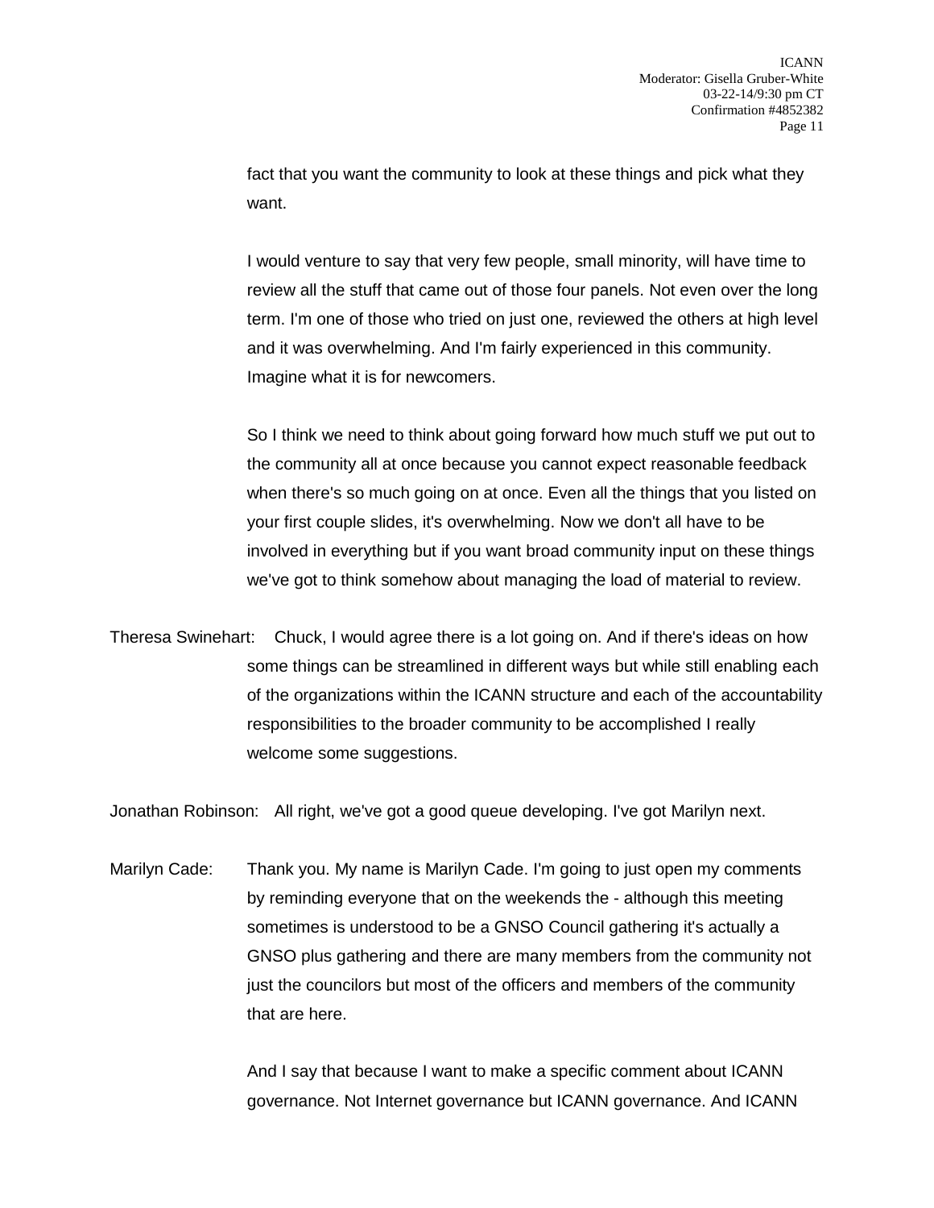fact that you want the community to look at these things and pick what they want.

I would venture to say that very few people, small minority, will have time to review all the stuff that came out of those four panels. Not even over the long term. I'm one of those who tried on just one, reviewed the others at high level and it was overwhelming. And I'm fairly experienced in this community. Imagine what it is for newcomers.

So I think we need to think about going forward how much stuff we put out to the community all at once because you cannot expect reasonable feedback when there's so much going on at once. Even all the things that you listed on your first couple slides, it's overwhelming. Now we don't all have to be involved in everything but if you want broad community input on these things we've got to think somehow about managing the load of material to review.

Theresa Swinehart: Chuck, I would agree there is a lot going on. And if there's ideas on how some things can be streamlined in different ways but while still enabling each of the organizations within the ICANN structure and each of the accountability responsibilities to the broader community to be accomplished I really welcome some suggestions.

Jonathan Robinson: All right, we've got a good queue developing. I've got Marilyn next.

Marilyn Cade: Thank you. My name is Marilyn Cade. I'm going to just open my comments by reminding everyone that on the weekends the - although this meeting sometimes is understood to be a GNSO Council gathering it's actually a GNSO plus gathering and there are many members from the community not just the councilors but most of the officers and members of the community that are here.

And I say that because I want to make a specific comment about ICANN governance. Not Internet governance but ICANN governance. And ICANN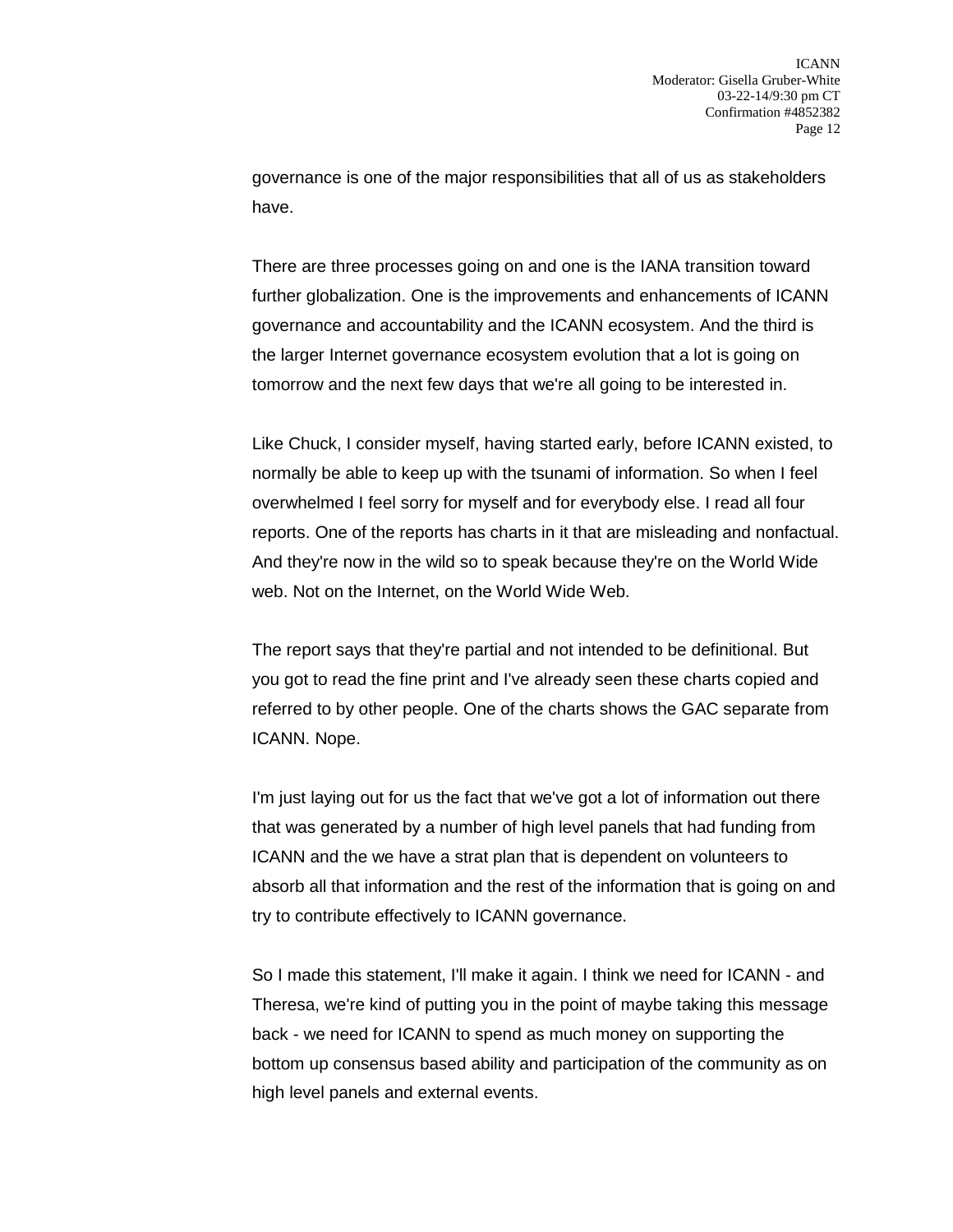governance is one of the major responsibilities that all of us as stakeholders have.

There are three processes going on and one is the IANA transition toward further globalization. One is the improvements and enhancements of ICANN governance and accountability and the ICANN ecosystem. And the third is the larger Internet governance ecosystem evolution that a lot is going on tomorrow and the next few days that we're all going to be interested in.

Like Chuck, I consider myself, having started early, before ICANN existed, to normally be able to keep up with the tsunami of information. So when I feel overwhelmed I feel sorry for myself and for everybody else. I read all four reports. One of the reports has charts in it that are misleading and nonfactual. And they're now in the wild so to speak because they're on the World Wide web. Not on the Internet, on the World Wide Web.

The report says that they're partial and not intended to be definitional. But you got to read the fine print and I've already seen these charts copied and referred to by other people. One of the charts shows the GAC separate from ICANN. Nope.

I'm just laying out for us the fact that we've got a lot of information out there that was generated by a number of high level panels that had funding from ICANN and the we have a strat plan that is dependent on volunteers to absorb all that information and the rest of the information that is going on and try to contribute effectively to ICANN governance.

So I made this statement, I'll make it again. I think we need for ICANN - and Theresa, we're kind of putting you in the point of maybe taking this message back - we need for ICANN to spend as much money on supporting the bottom up consensus based ability and participation of the community as on high level panels and external events.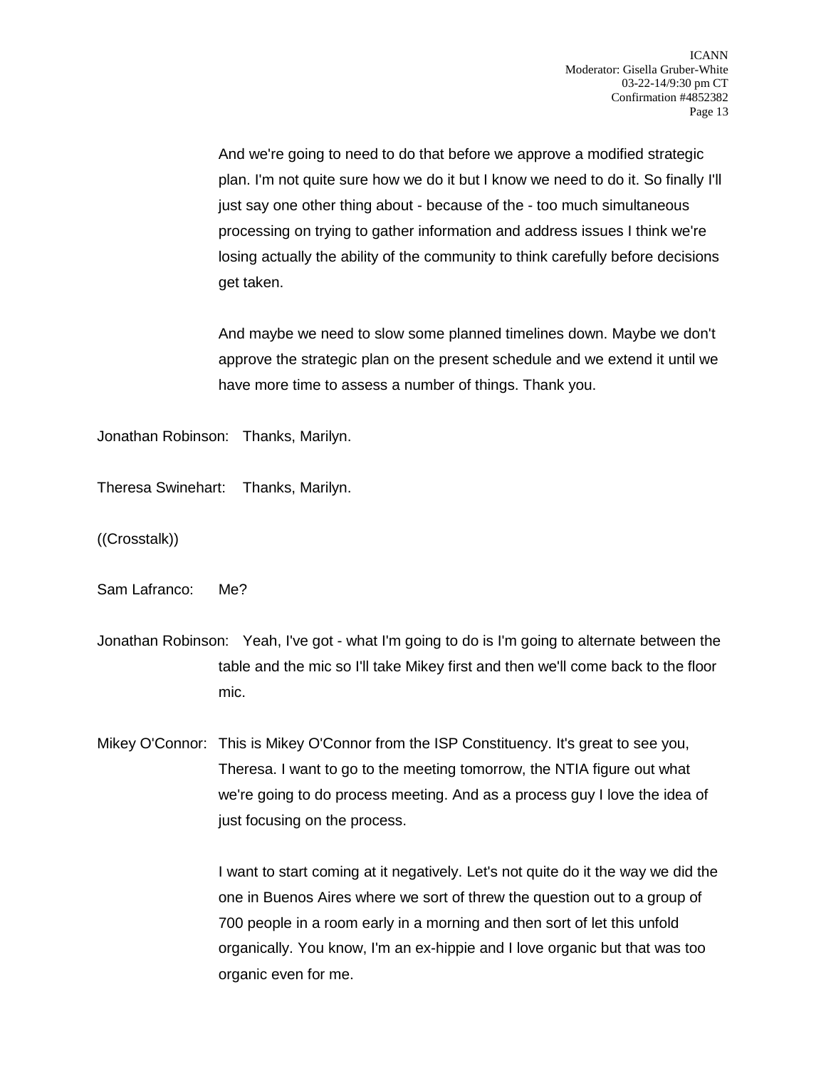And we're going to need to do that before we approve a modified strategic plan. I'm not quite sure how we do it but I know we need to do it. So finally I'll just say one other thing about - because of the - too much simultaneous processing on trying to gather information and address issues I think we're losing actually the ability of the community to think carefully before decisions get taken.

And maybe we need to slow some planned timelines down. Maybe we don't approve the strategic plan on the present schedule and we extend it until we have more time to assess a number of things. Thank you.

Jonathan Robinson: Thanks, Marilyn.

Theresa Swinehart: Thanks, Marilyn.

((Crosstalk))

Sam Lafranco: Me?

Jonathan Robinson: Yeah, I've got - what I'm going to do is I'm going to alternate between the table and the mic so I'll take Mikey first and then we'll come back to the floor mic.

Mikey O'Connor: This is Mikey O'Connor from the ISP Constituency. It's great to see you, Theresa. I want to go to the meeting tomorrow, the NTIA figure out what we're going to do process meeting. And as a process guy I love the idea of just focusing on the process.

I want to start coming at it negatively. Let's not quite do it the way we did the one in Buenos Aires where we sort of threw the question out to a group of 700 people in a room early in a morning and then sort of let this unfold organically. You know, I'm an ex-hippie and I love organic but that was too organic even for me.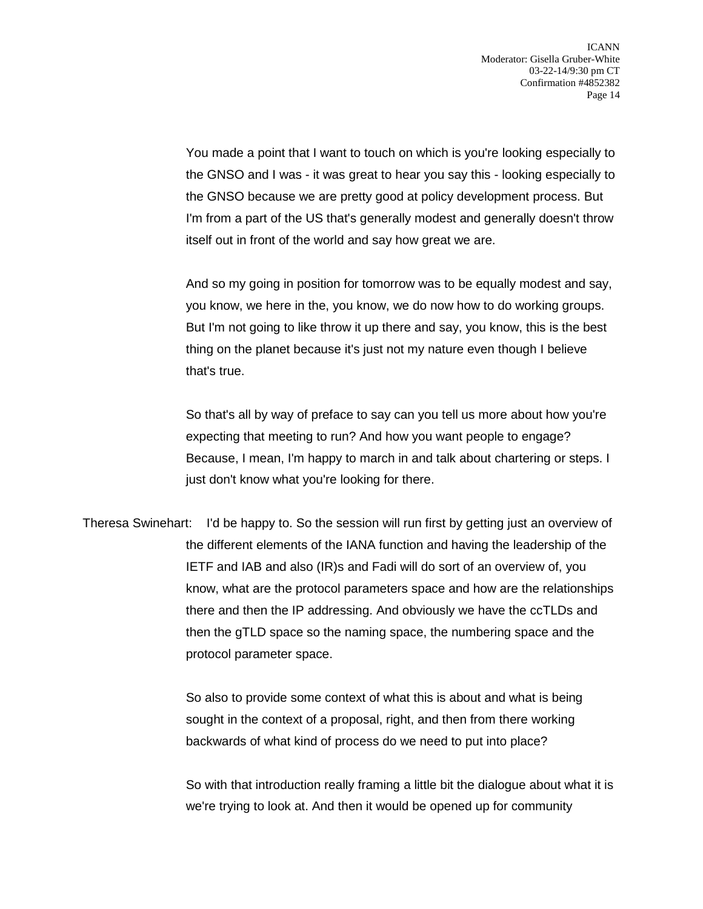You made a point that I want to touch on which is you're looking especially to the GNSO and I was - it was great to hear you say this - looking especially to the GNSO because we are pretty good at policy development process. But I'm from a part of the US that's generally modest and generally doesn't throw itself out in front of the world and say how great we are.

And so my going in position for tomorrow was to be equally modest and say, you know, we here in the, you know, we do now how to do working groups. But I'm not going to like throw it up there and say, you know, this is the best thing on the planet because it's just not my nature even though I believe that's true.

So that's all by way of preface to say can you tell us more about how you're expecting that meeting to run? And how you want people to engage? Because, I mean, I'm happy to march in and talk about chartering or steps. I just don't know what you're looking for there.

Theresa Swinehart: I'd be happy to. So the session will run first by getting just an overview of the different elements of the IANA function and having the leadership of the IETF and IAB and also (IR)s and Fadi will do sort of an overview of, you know, what are the protocol parameters space and how are the relationships there and then the IP addressing. And obviously we have the ccTLDs and then the gTLD space so the naming space, the numbering space and the protocol parameter space.

So also to provide some context of what this is about and what is being sought in the context of a proposal, right, and then from there working backwards of what kind of process do we need to put into place?

So with that introduction really framing a little bit the dialogue about what it is we're trying to look at. And then it would be opened up for community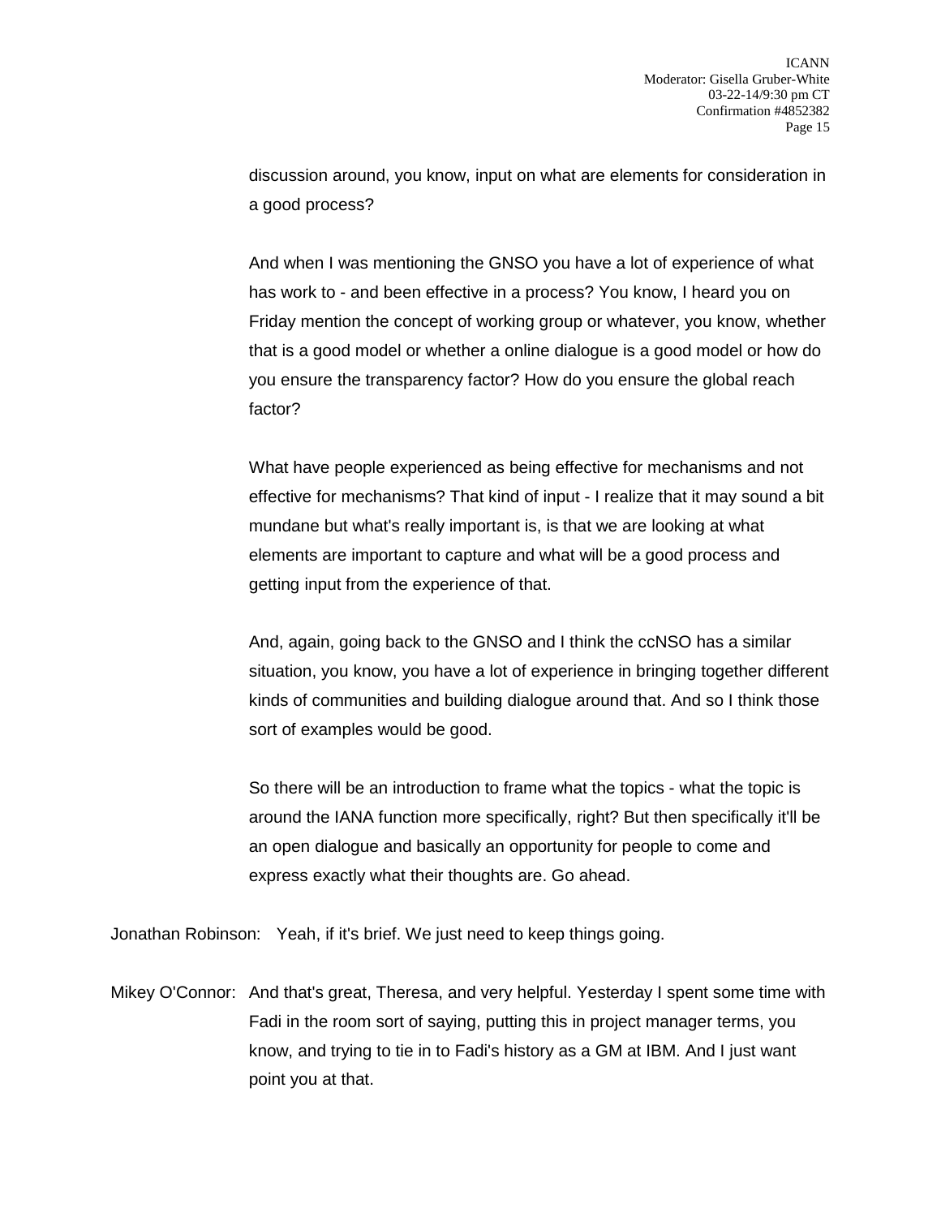discussion around, you know, input on what are elements for consideration in a good process?

And when I was mentioning the GNSO you have a lot of experience of what has work to - and been effective in a process? You know, I heard you on Friday mention the concept of working group or whatever, you know, whether that is a good model or whether a online dialogue is a good model or how do you ensure the transparency factor? How do you ensure the global reach factor?

What have people experienced as being effective for mechanisms and not effective for mechanisms? That kind of input - I realize that it may sound a bit mundane but what's really important is, is that we are looking at what elements are important to capture and what will be a good process and getting input from the experience of that.

And, again, going back to the GNSO and I think the ccNSO has a similar situation, you know, you have a lot of experience in bringing together different kinds of communities and building dialogue around that. And so I think those sort of examples would be good.

So there will be an introduction to frame what the topics - what the topic is around the IANA function more specifically, right? But then specifically it'll be an open dialogue and basically an opportunity for people to come and express exactly what their thoughts are. Go ahead.

Jonathan Robinson: Yeah, if it's brief. We just need to keep things going.

Mikey O'Connor: And that's great, Theresa, and very helpful. Yesterday I spent some time with Fadi in the room sort of saying, putting this in project manager terms, you know, and trying to tie in to Fadi's history as a GM at IBM. And I just want point you at that.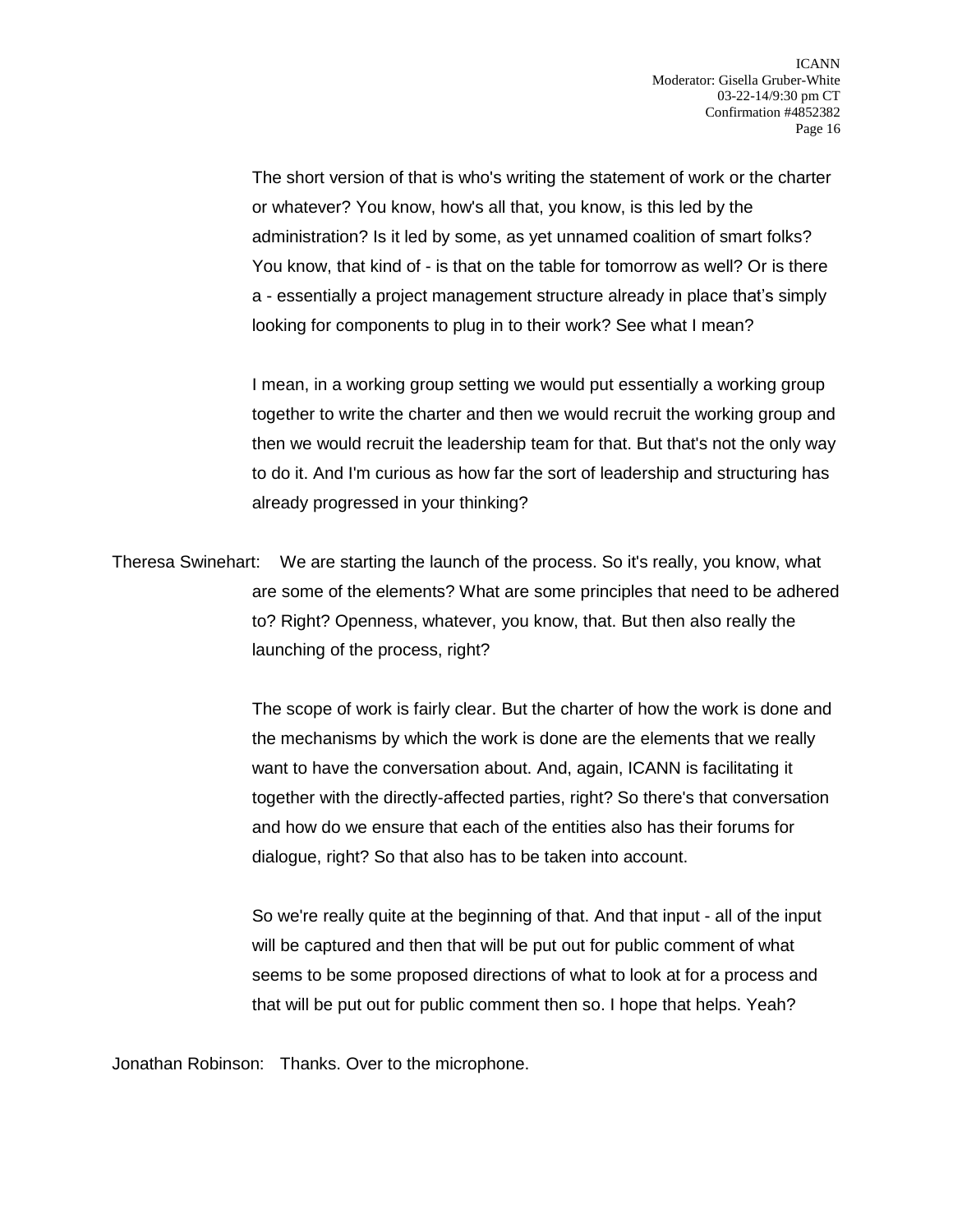The short version of that is who's writing the statement of work or the charter or whatever? You know, how's all that, you know, is this led by the administration? Is it led by some, as yet unnamed coalition of smart folks? You know, that kind of - is that on the table for tomorrow as well? Or is there a - essentially a project management structure already in place that's simply looking for components to plug in to their work? See what I mean?

I mean, in a working group setting we would put essentially a working group together to write the charter and then we would recruit the working group and then we would recruit the leadership team for that. But that's not the only way to do it. And I'm curious as how far the sort of leadership and structuring has already progressed in your thinking?

Theresa Swinehart: We are starting the launch of the process. So it's really, you know, what are some of the elements? What are some principles that need to be adhered to? Right? Openness, whatever, you know, that. But then also really the launching of the process, right?

The scope of work is fairly clear. But the charter of how the work is done and the mechanisms by which the work is done are the elements that we really want to have the conversation about. And, again, ICANN is facilitating it together with the directly-affected parties, right? So there's that conversation and how do we ensure that each of the entities also has their forums for dialogue, right? So that also has to be taken into account.

So we're really quite at the beginning of that. And that input - all of the input will be captured and then that will be put out for public comment of what seems to be some proposed directions of what to look at for a process and that will be put out for public comment then so. I hope that helps. Yeah?

Jonathan Robinson: Thanks. Over to the microphone.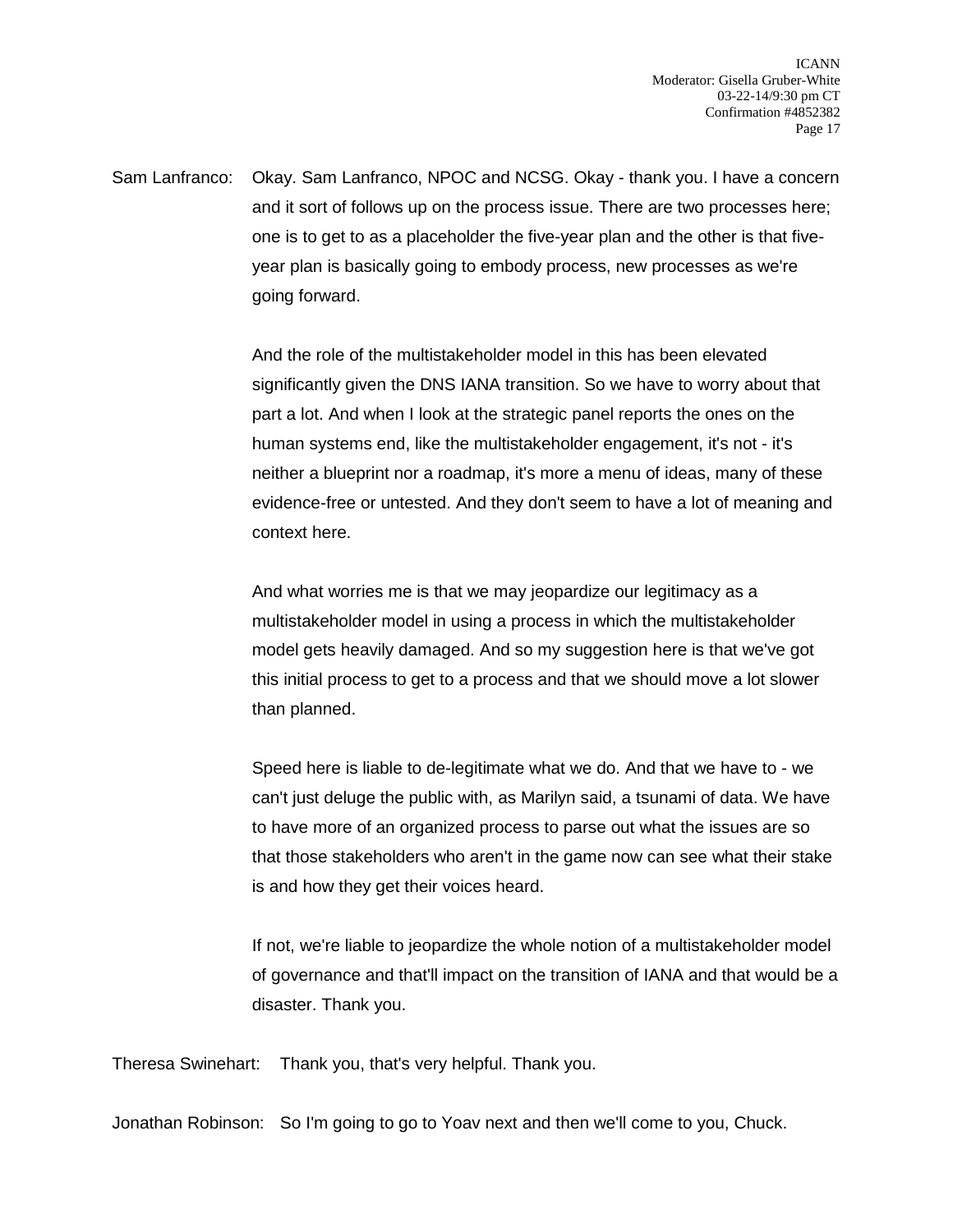Sam Lanfranco: Okay. Sam Lanfranco, NPOC and NCSG. Okay - thank you. I have a concern and it sort of follows up on the process issue. There are two processes here; one is to get to as a placeholder the five-year plan and the other is that five-year plan is basically going to embody process, new processes as we're going forward.

And the role of the multistakeholder model in this has been elevated significantly given the DNS IANA transition. So we have to worry about that part a lot. And when I look at the strategic panel reports the ones on the human systems end, like the multistakeholder engagement, it's not - it's neither a blueprint nor a roadmap, it's more a menu of ideas, many of these evidence-free or untested. And they don't seem to have a lot of meaning and context here.

And what worries me is that we may jeopardize our legitimacy as a multistakeholder model in using a process in which the multistakeholder model gets heavily damaged. And so my suggestion here is that we've got this initial process to get to a process and that we should move a lot slower than planned.

Speed here is liable to de-legitimate what we do. And that we have to - we can't just deluge the public with, as Marilyn said, a tsunami of data. We have to have more of an organized process to parse out what the issues are so that those stakeholders who aren't in the game now can see what their stake is and how they get their voices heard.

If not, we're liable to jeopardize the whole notion of a multistakeholder model of governance and that'll impact on the transition of IANA and that would be a disaster. Thank you.

Theresa Swinehart: Thank you, that's very helpful. Thank you.

Jonathan Robinson: So I'm going to go to Yoav next and then we'll come to you, Chuck.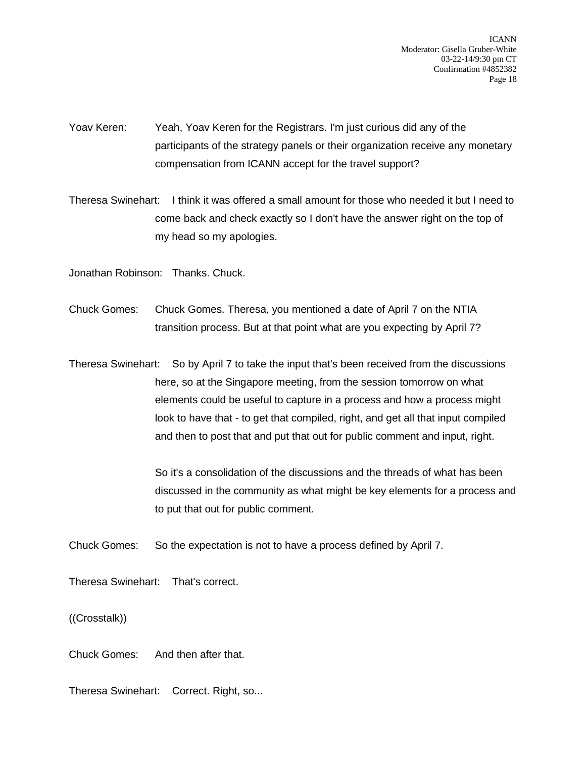Yoav Keren: Yeah, Yoav Keren for the Registrars. I'm just curious did any of the participants of the strategy panels or their organization receive any monetary compensation from ICANN accept for the travel support?

Theresa Swinehart: I think it was offered a small amount for those who needed it but I need to come back and check exactly so I don't have the answer right on the top of my head so my apologies.

Jonathan Robinson: Thanks. Chuck.

Chuck Gomes: Chuck Gomes. Theresa, you mentioned a date of April 7 on the NTIA transition process. But at that point what are you expecting by April 7?

Theresa Swinehart: So by April 7 to take the input that's been received from the discussions here, so at the Singapore meeting, from the session tomorrow on what elements could be useful to capture in a process and how a process might look to have that - to get that compiled, right, and get all that input compiled and then to post that and put that out for public comment and input, right.

So it's a consolidation of the discussions and the threads of what has been discussed in the community as what might be key elements for a process and to put that out for public comment.

Chuck Gomes: So the expectation is not to have a process defined by April 7.

Theresa Swinehart: That's correct.

((Crosstalk))

Chuck Gomes: And then after that.

Theresa Swinehart: Correct. Right, so...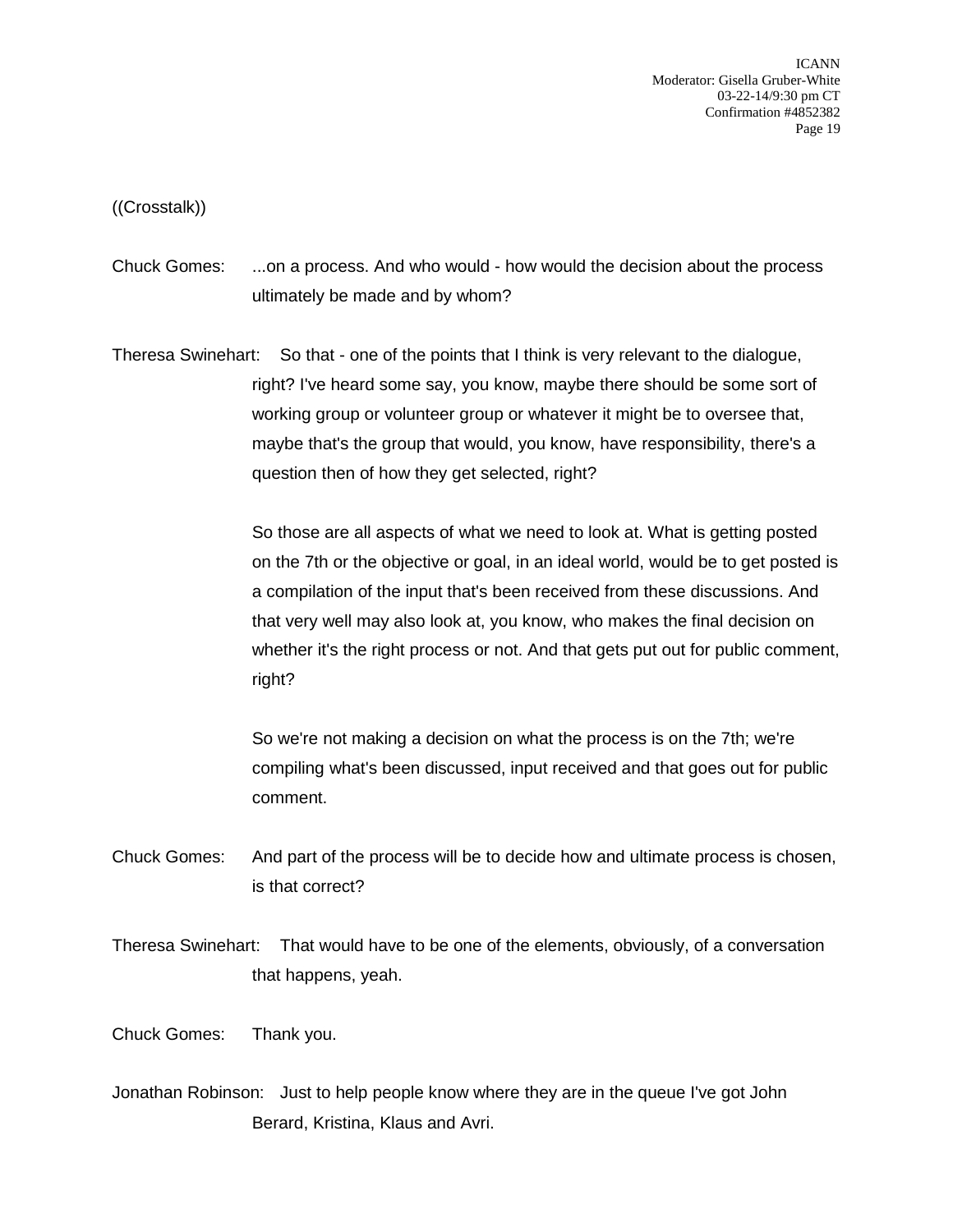((Crosstalk))

Chuck Gomes: ...on a process. And who would - how would the decision about the process ultimately be made and by whom?

Theresa Swinehart: So that - one of the points that I think is very relevant to the dialogue, right? I've heard some say, you know, maybe there should be some sort of working group or volunteer group or whatever it might be to oversee that, maybe that's the group that would, you know, have responsibility, there's a question then of how they get selected, right?

So those are all aspects of what we need to look at. What is getting posted on the 7th or the objective or goal, in an ideal world, would be to get posted is a compilation of the input that's been received from these discussions. And that very well may also look at, you know, who makes the final decision on whether it's the right process or not. And that gets put out for public comment, right?

So we're not making a decision on what the process is on the 7th; we're compiling what's been discussed, input received and that goes out for public comment.

Chuck Gomes: And part of the process will be to decide how and ultimate process is chosen, is that correct?

Theresa Swinehart: That would have to be one of the elements, obviously, of a conversation that happens, yeah.

Chuck Gomes: Thank you.

Jonathan Robinson: Just to help people know where they are in the queue I've got John Berard, Kristina, Klaus and Avri.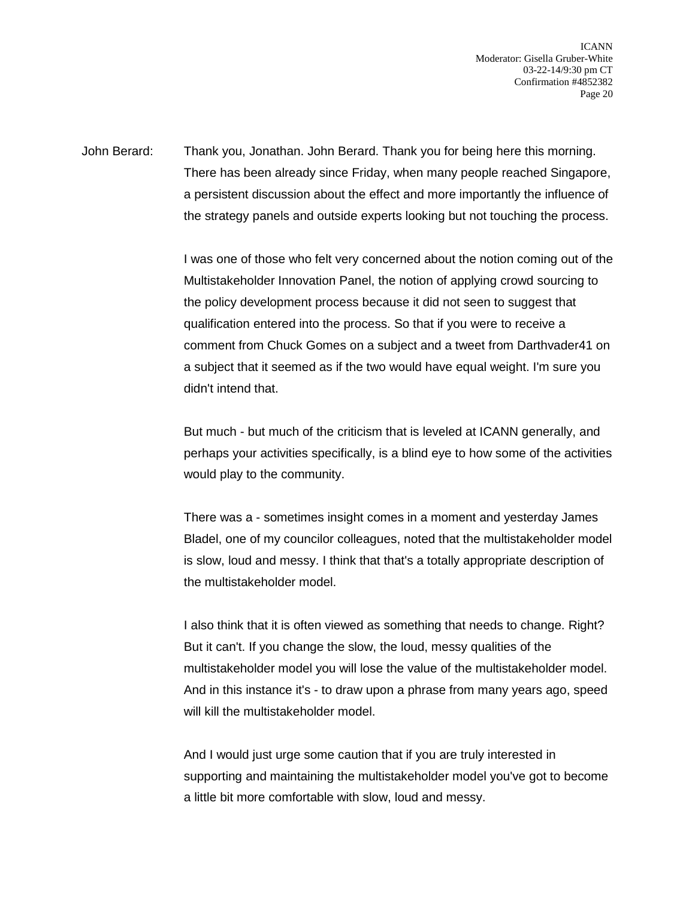John Berard: Thank you, Jonathan. John Berard. Thank you for being here this morning. There has been already since Friday, when many people reached Singapore, a persistent discussion about the effect and more importantly the influence of the strategy panels and outside experts looking but not touching the process.

I was one of those who felt very concerned about the notion coming out of the Multistakeholder Innovation Panel, the notion of applying crowd sourcing to the policy development process because it did not seen to suggest that qualification entered into the process. So that if you were to receive a comment from Chuck Gomes on a subject and a tweet from Darthvader41 on a subject that it seemed as if the two would have equal weight. I'm sure you didn't intend that.

But much - but much of the criticism that is leveled at ICANN generally, and perhaps your activities specifically, is a blind eye to how some of the activities would play to the community.

There was a - sometimes insight comes in a moment and yesterday James Bladel, one of my councilor colleagues, noted that the multistakeholder model is slow, loud and messy. I think that that's a totally appropriate description of the multistakeholder model.

I also think that it is often viewed as something that needs to change. Right? But it can't. If you change the slow, the loud, messy qualities of the multistakeholder model you will lose the value of the multistakeholder model. And in this instance it's - to draw upon a phrase from many years ago, speed will kill the multistakeholder model.

And I would just urge some caution that if you are truly interested in supporting and maintaining the multistakeholder model you've got to become a little bit more comfortable with slow, loud and messy.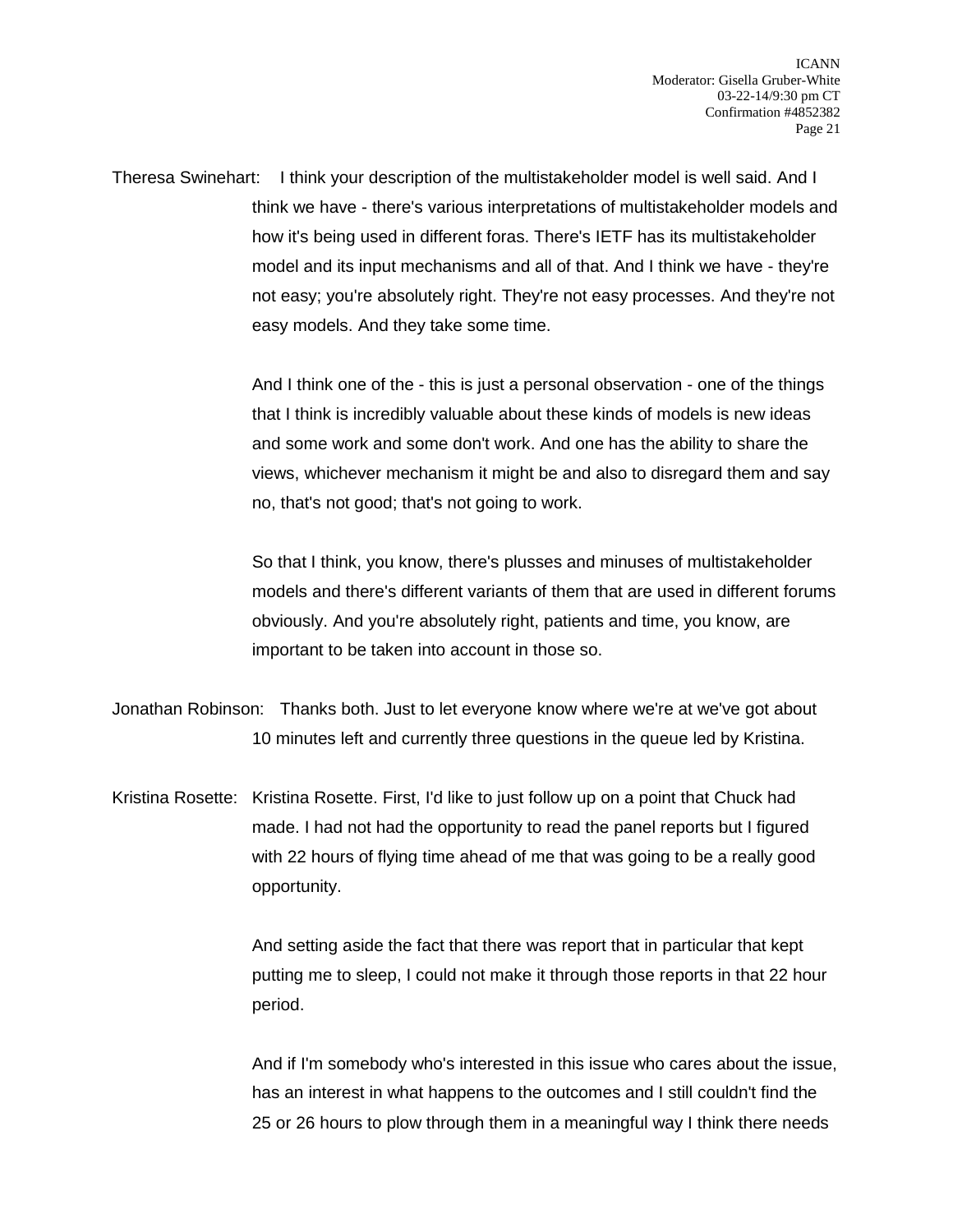Theresa Swinehart: I think your description of the multistakeholder model is well said. And I think we have - there's various interpretations of multistakeholder models and how it's being used in different foras. There's IETF has its multistakeholder model and its input mechanisms and all of that. And I think we have - they're not easy; you're absolutely right. They're not easy processes. And they're not easy models. And they take some time.

And I think one of the - this is just a personal observation - one of the things that I think is incredibly valuable about these kinds of models is new ideas and some work and some don't work. And one has the ability to share the views, whichever mechanism it might be and also to disregard them and say no, that's not good; that's not going to work.

So that I think, you know, there's plusses and minuses of multistakeholder models and there's different variants of them that are used in different forums obviously. And you're absolutely right, patients and time, you know, are important to be taken into account in those so.

Jonathan Robinson: Thanks both. Just to let everyone know where we're at we've got about 10 minutes left and currently three questions in the queue led by Kristina.

Kristina Rosette: Kristina Rosette. First, I'd like to just follow up on a point that Chuck had made. I had not had the opportunity to read the panel reports but I figured with 22 hours of flying time ahead of me that was going to be a really good opportunity.

And setting aside the fact that there was report that in particular that kept putting me to sleep, I could not make it through those reports in that 22 hour period.

And if I'm somebody who's interested in this issue who cares about the issue, has an interest in what happens to the outcomes and I still couldn't find the 25 or 26 hours to plow through them in a meaningful way I think there needs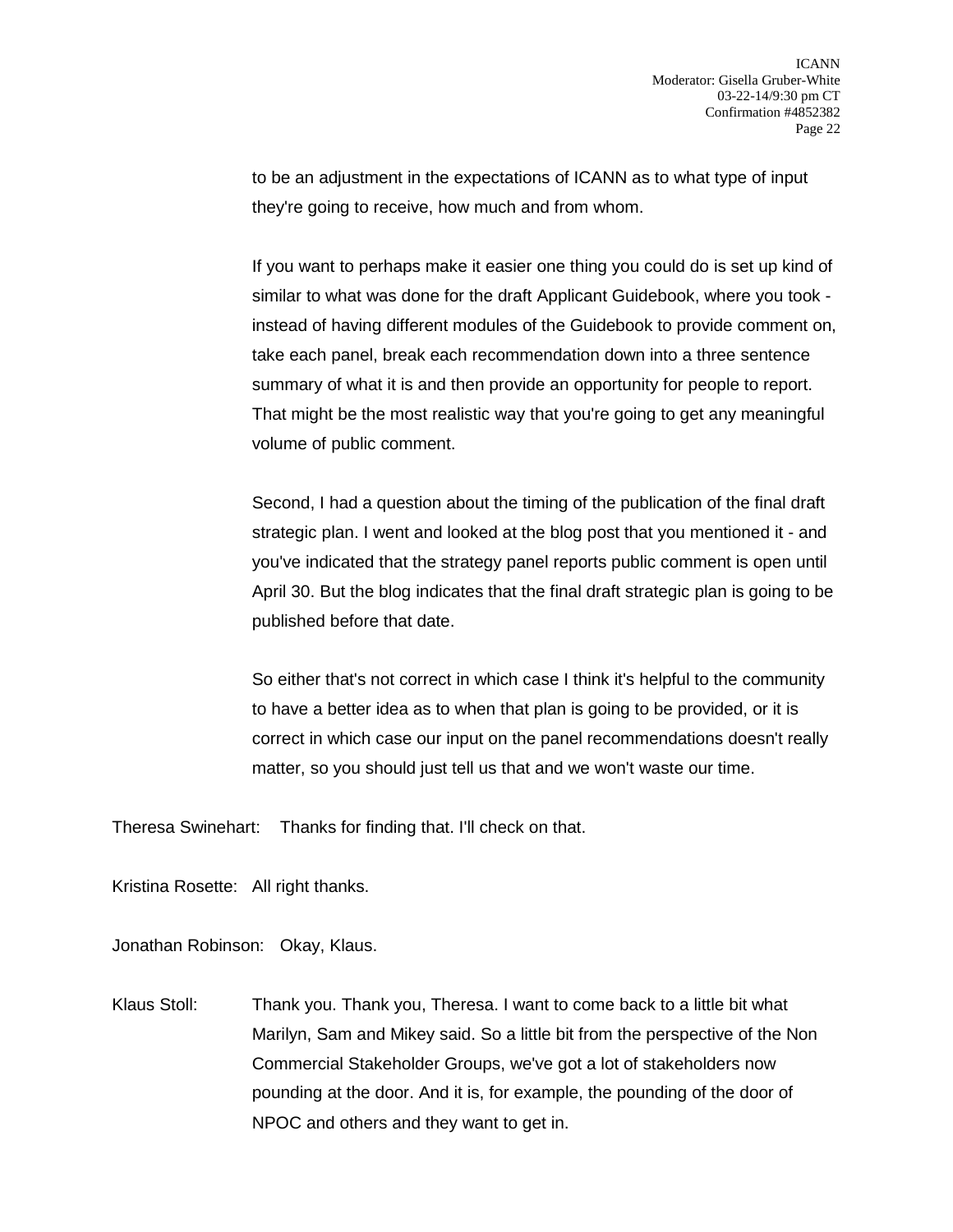to be an adjustment in the expectations of ICANN as to what type of input they're going to receive, how much and from whom.

If you want to perhaps make it easier one thing you could do is set up kind of similar to what was done for the draft Applicant Guidebook, where you took - instead of having different modules of the Guidebook to provide comment on, take each panel, break each recommendation down into a three sentence summary of what it is and then provide an opportunity for people to report. That might be the most realistic way that you're going to get any meaningful volume of public comment.

Second, I had a question about the timing of the publication of the final draft strategic plan. I went and looked at the blog post that you mentioned it - and you've indicated that the strategy panel reports public comment is open until April 30. But the blog indicates that the final draft strategic plan is going to be published before that date.

So either that's not correct in which case I think it's helpful to the community to have a better idea as to when that plan is going to be provided, or it is correct in which case our input on the panel recommendations doesn't really matter, so you should just tell us that and we won't waste our time.

Theresa Swinehart: Thanks for finding that. I'll check on that.

Kristina Rosette: All right thanks.

Jonathan Robinson: Okay, Klaus.

Klaus Stoll: Thank you. Thank you, Theresa. I want to come back to a little bit what Marilyn, Sam and Mikey said. So a little bit from the perspective of the Non Commercial Stakeholder Groups, we've got a lot of stakeholders now pounding at the door. And it is, for example, the pounding of the door of NPOC and others and they want to get in.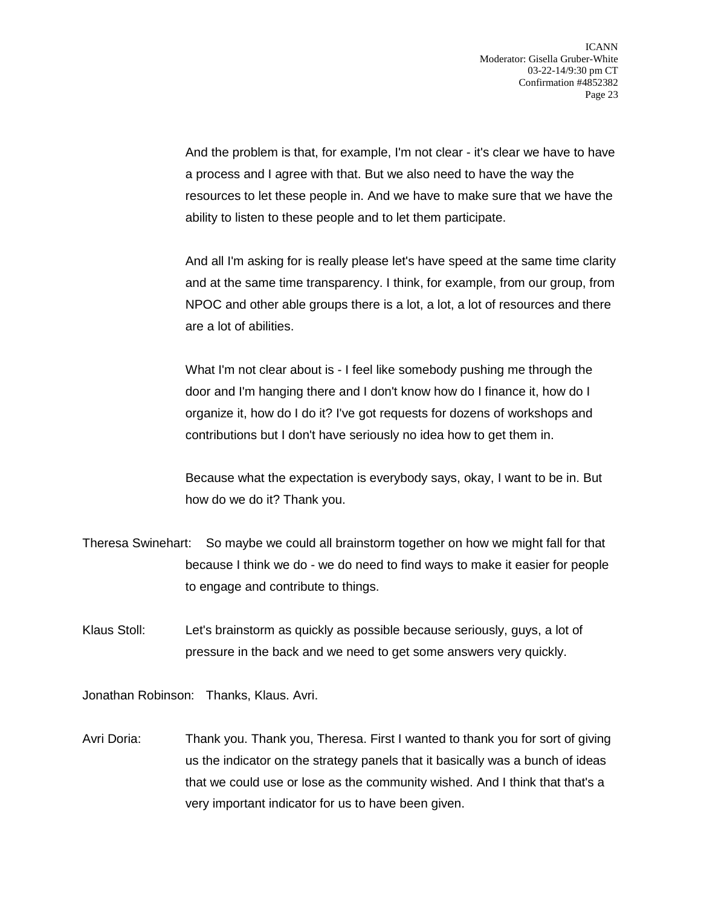And the problem is that, for example, I'm not clear - it's clear we have to have a process and I agree with that. But we also need to have the way the resources to let these people in. And we have to make sure that we have the ability to listen to these people and to let them participate.

And all I'm asking for is really please let's have speed at the same time clarity and at the same time transparency. I think, for example, from our group, from NPOC and other able groups there is a lot, a lot, a lot of resources and there are a lot of abilities.

What I'm not clear about is - I feel like somebody pushing me through the door and I'm hanging there and I don't know how do I finance it, how do I organize it, how do I do it? I've got requests for dozens of workshops and contributions but I don't have seriously no idea how to get them in.

Because what the expectation is everybody says, okay, I want to be in. But how do we do it? Thank you.

Theresa Swinehart: So maybe we could all brainstorm together on how we might fall for that because I think we do - we do need to find ways to make it easier for people to engage and contribute to things.

Klaus Stoll: Let's brainstorm as quickly as possible because seriously, guys, a lot of pressure in the back and we need to get some answers very quickly.

Jonathan Robinson: Thanks, Klaus. Avri.

Avri Doria: Thank you. Thank you, Theresa. First I wanted to thank you for sort of giving us the indicator on the strategy panels that it basically was a bunch of ideas that we could use or lose as the community wished. And I think that that's a very important indicator for us to have been given.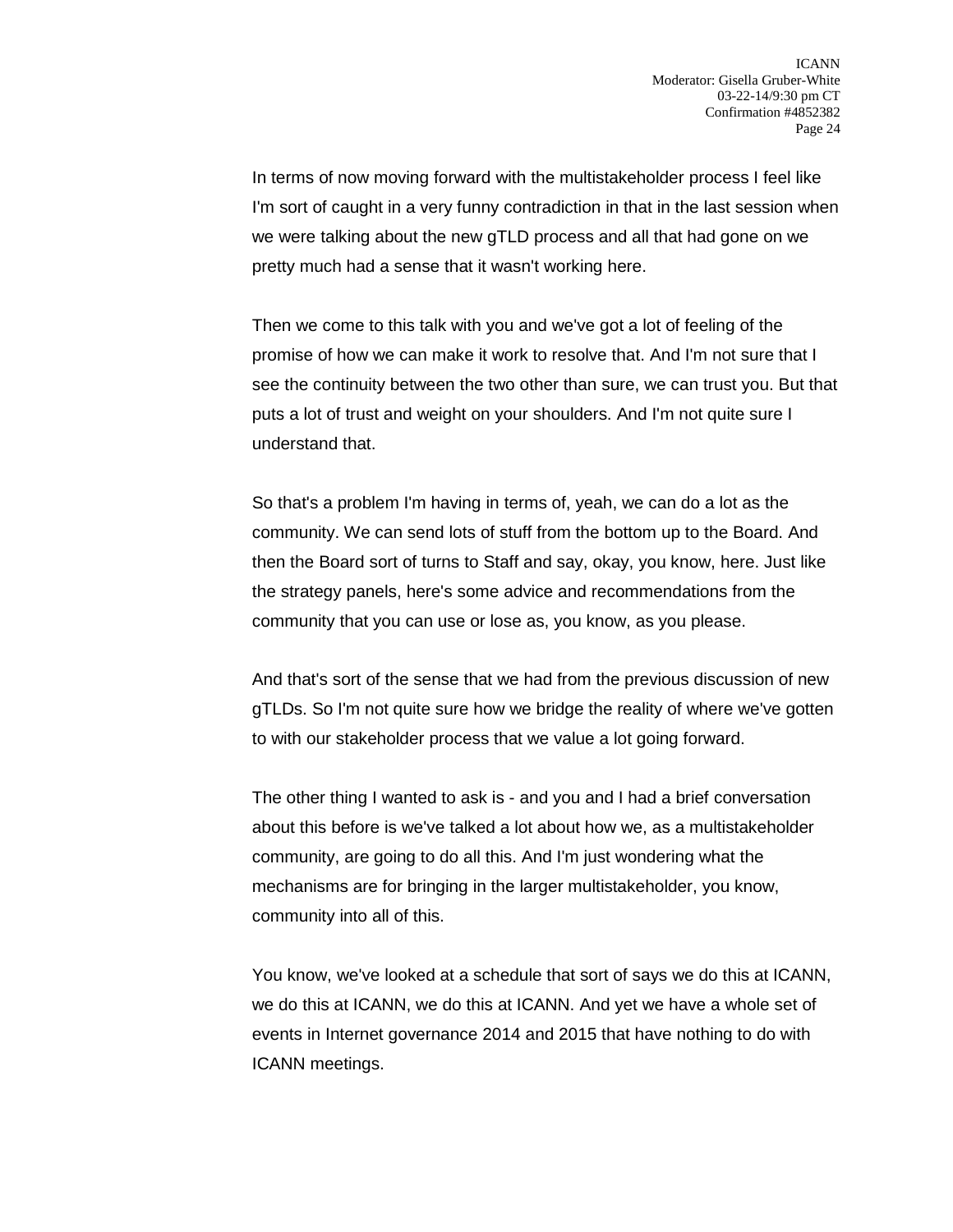In terms of now moving forward with the multistakeholder process I feel like I'm sort of caught in a very funny contradiction in that in the last session when we were talking about the new gTLD process and all that had gone on we pretty much had a sense that it wasn't working here.

Then we come to this talk with you and we've got a lot of feeling of the promise of how we can make it work to resolve that. And I'm not sure that I see the continuity between the two other than sure, we can trust you. But that puts a lot of trust and weight on your shoulders. And I'm not quite sure I understand that.

So that's a problem I'm having in terms of, yeah, we can do a lot as the community. We can send lots of stuff from the bottom up to the Board. And then the Board sort of turns to Staff and say, okay, you know, here. Just like the strategy panels, here's some advice and recommendations from the community that you can use or lose as, you know, as you please.

And that's sort of the sense that we had from the previous discussion of new gTLDs. So I'm not quite sure how we bridge the reality of where we've gotten to with our stakeholder process that we value a lot going forward.

The other thing I wanted to ask is - and you and I had a brief conversation about this before is we've talked a lot about how we, as a multistakeholder community, are going to do all this. And I'm just wondering what the mechanisms are for bringing in the larger multistakeholder, you know, community into all of this.

You know, we've looked at a schedule that sort of says we do this at ICANN, we do this at ICANN, we do this at ICANN. And yet we have a whole set of events in Internet governance 2014 and 2015 that have nothing to do with ICANN meetings.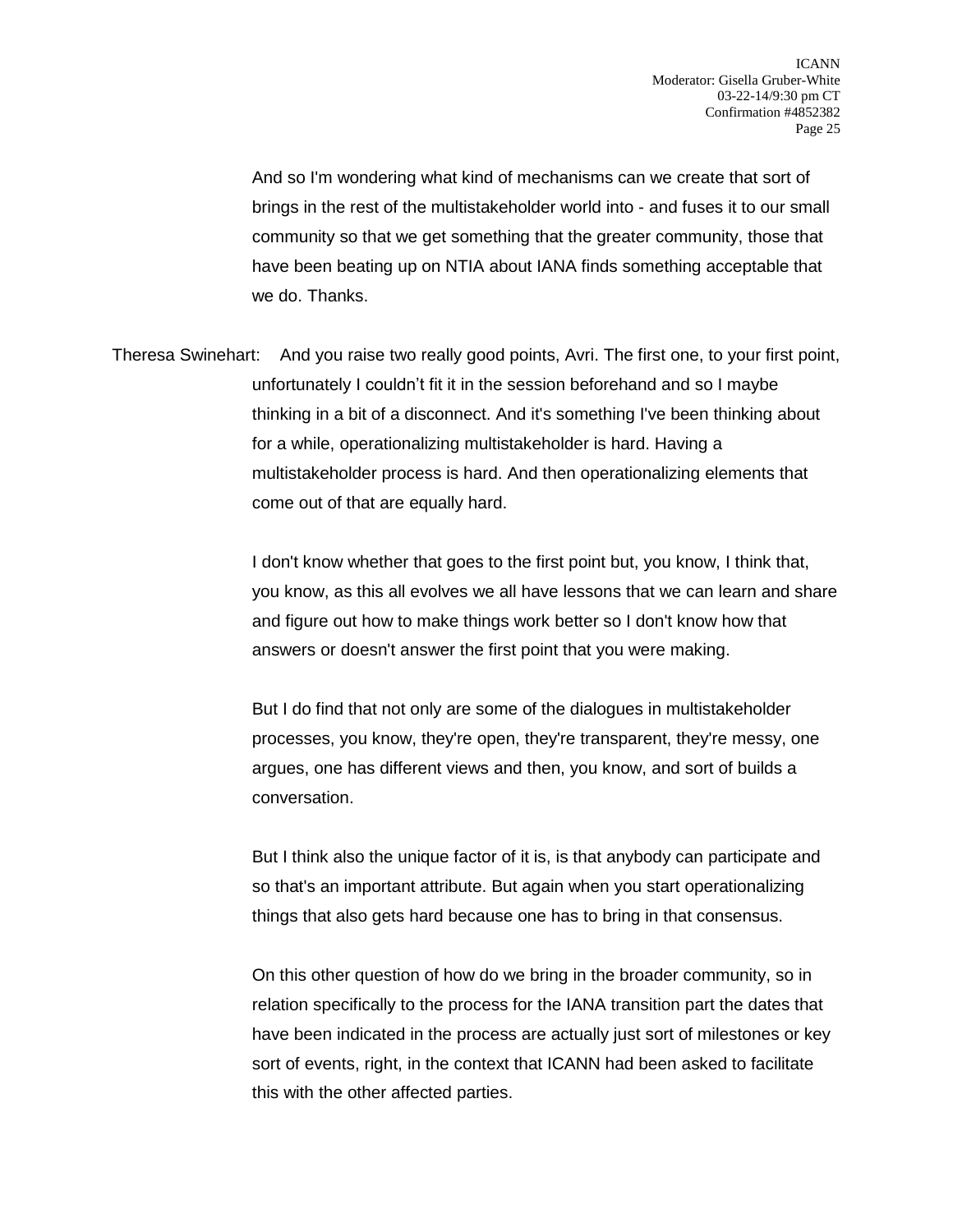And so I'm wondering what kind of mechanisms can we create that sort of brings in the rest of the multistakeholder world into - and fuses it to our small community so that we get something that the greater community, those that have been beating up on NTIA about IANA finds something acceptable that we do. Thanks.

Theresa Swinehart: And you raise two really good points, Avri. The first one, to your first point, unfortunately I couldn't fit it in the session beforehand and so I maybe thinking in a bit of a disconnect. And it's something I've been thinking about for a while, operationalizing multistakeholder is hard. Having a multistakeholder process is hard. And then operationalizing elements that come out of that are equally hard.

I don't know whether that goes to the first point but, you know, I think that, you know, as this all evolves we all have lessons that we can learn and share and figure out how to make things work better so I don't know how that answers or doesn't answer the first point that you were making.

But I do find that not only are some of the dialogues in multistakeholder processes, you know, they're open, they're transparent, they're messy, one argues, one has different views and then, you know, and sort of builds a conversation.

But I think also the unique factor of it is, is that anybody can participate and so that's an important attribute. But again when you start operationalizing things that also gets hard because one has to bring in that consensus.

On this other question of how do we bring in the broader community, so in relation specifically to the process for the IANA transition part the dates that have been indicated in the process are actually just sort of milestones or key sort of events, right, in the context that ICANN had been asked to facilitate this with the other affected parties.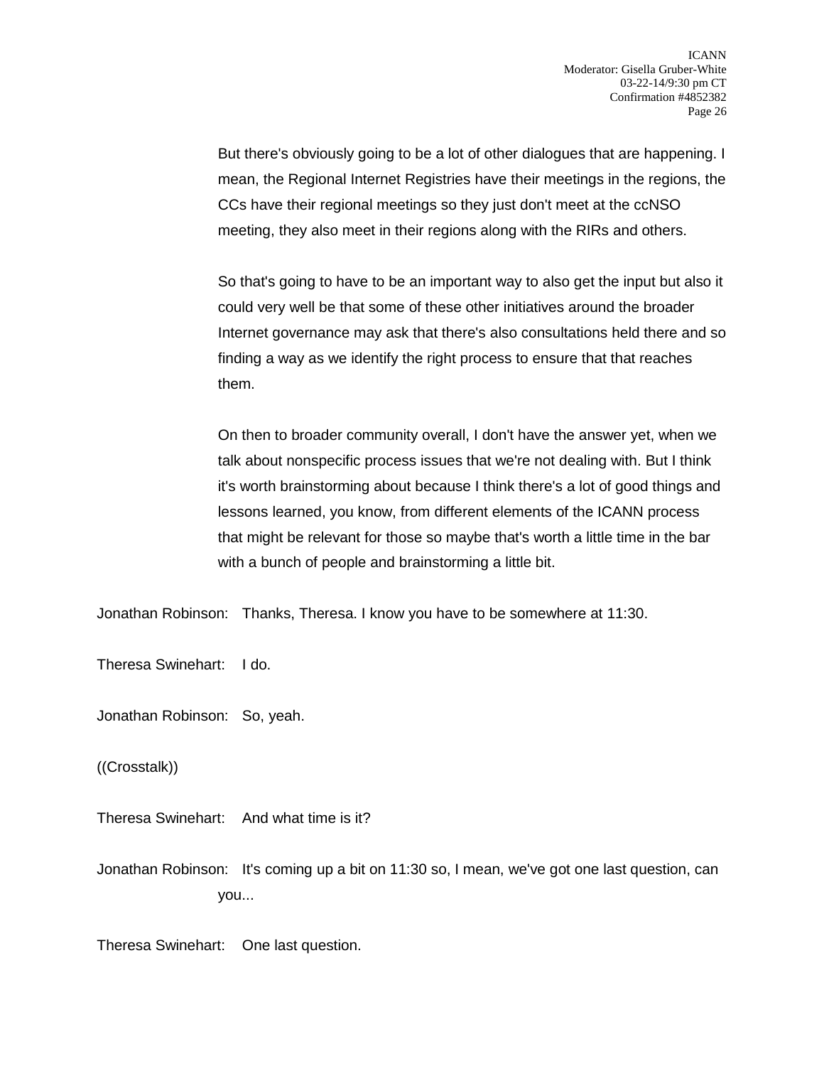But there's obviously going to be a lot of other dialogues that are happening. I mean, the Regional Internet Registries have their meetings in the regions, the CCs have their regional meetings so they just don't meet at the ccNSO meeting, they also meet in their regions along with the RIRs and others.

So that's going to have to be an important way to also get the input but also it could very well be that some of these other initiatives around the broader Internet governance may ask that there's also consultations held there and so finding a way as we identify the right process to ensure that that reaches them.

On then to broader community overall, I don't have the answer yet, when we talk about nonspecific process issues that we're not dealing with. But I think it's worth brainstorming about because I think there's a lot of good things and lessons learned, you know, from different elements of the ICANN process that might be relevant for those so maybe that's worth a little time in the bar with a bunch of people and brainstorming a little bit.

Jonathan Robinson: Thanks, Theresa. I know you have to be somewhere at 11:30.

Theresa Swinehart: I do.

Jonathan Robinson: So, yeah.

((Crosstalk))

Theresa Swinehart: And what time is it?

Jonathan Robinson: It's coming up a bit on 11:30 so, I mean, we've got one last question, can you...

Theresa Swinehart: One last question.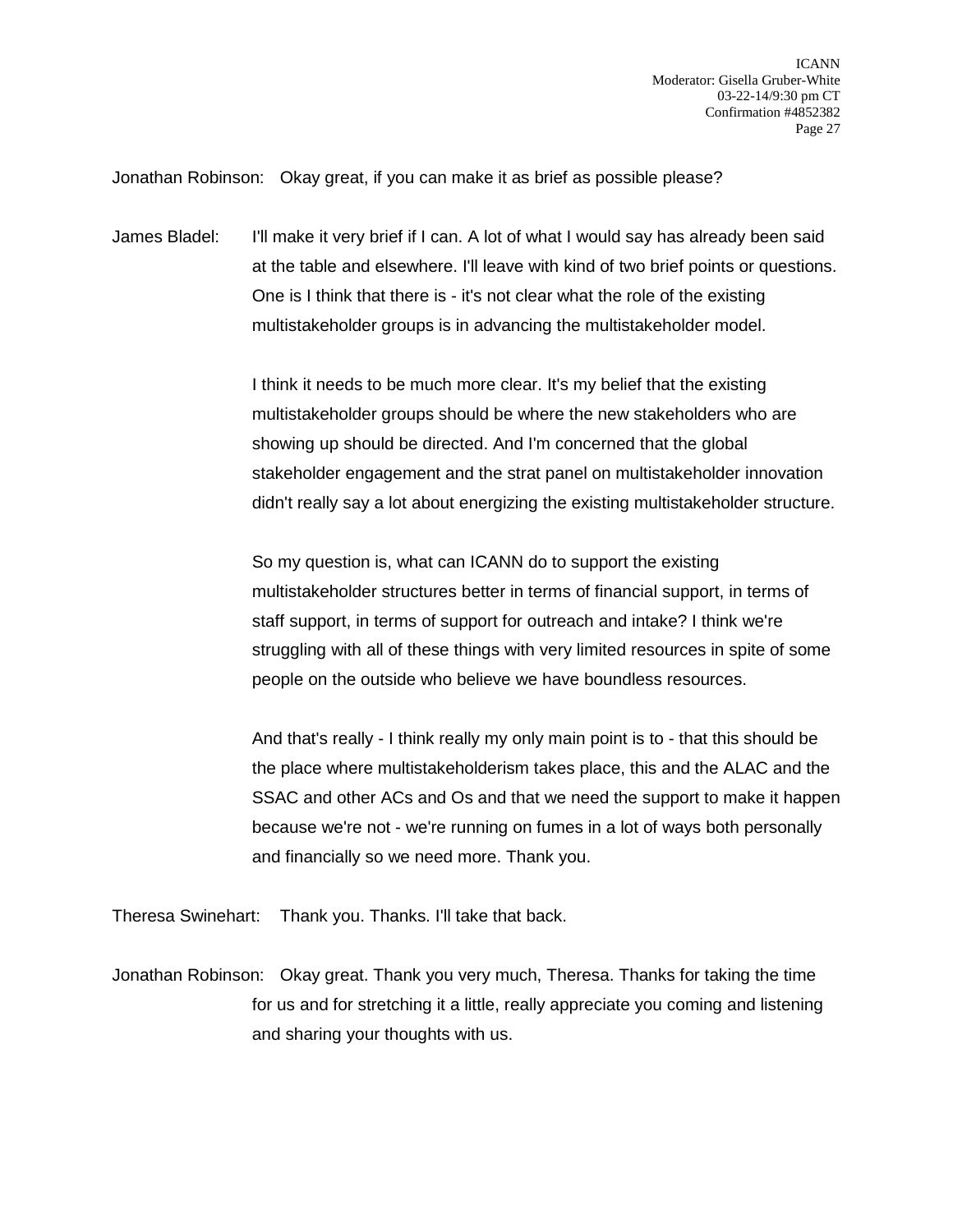Jonathan Robinson: Okay great, if you can make it as brief as possible please?

James Bladel: I'll make it very brief if I can. A lot of what I would say has already been said at the table and elsewhere. I'll leave with kind of two brief points or questions. One is I think that there is - it's not clear what the role of the existing multistakeholder groups is in advancing the multistakeholder model.

I think it needs to be much more clear. It's my belief that the existing multistakeholder groups should be where the new stakeholders who are showing up should be directed. And I'm concerned that the global stakeholder engagement and the strat panel on multistakeholder innovation didn't really say a lot about energizing the existing multistakeholder structure.

So my question is, what can ICANN do to support the existing multistakeholder structures better in terms of financial support, in terms of staff support, in terms of support for outreach and intake? I think we're struggling with all of these things with very limited resources in spite of some people on the outside who believe we have boundless resources.

And that's really - I think really my only main point is to - that this should be the place where multistakeholderism takes place, this and the ALAC and the SSAC and other ACs and Os and that we need the support to make it happen because we're not - we're running on fumes in a lot of ways both personally and financially so we need more. Thank you.

Theresa Swinehart: Thank you. Thanks. I'll take that back.

Jonathan Robinson: Okay great. Thank you very much, Theresa. Thanks for taking the time for us and for stretching it a little, really appreciate you coming and listening and sharing your thoughts with us.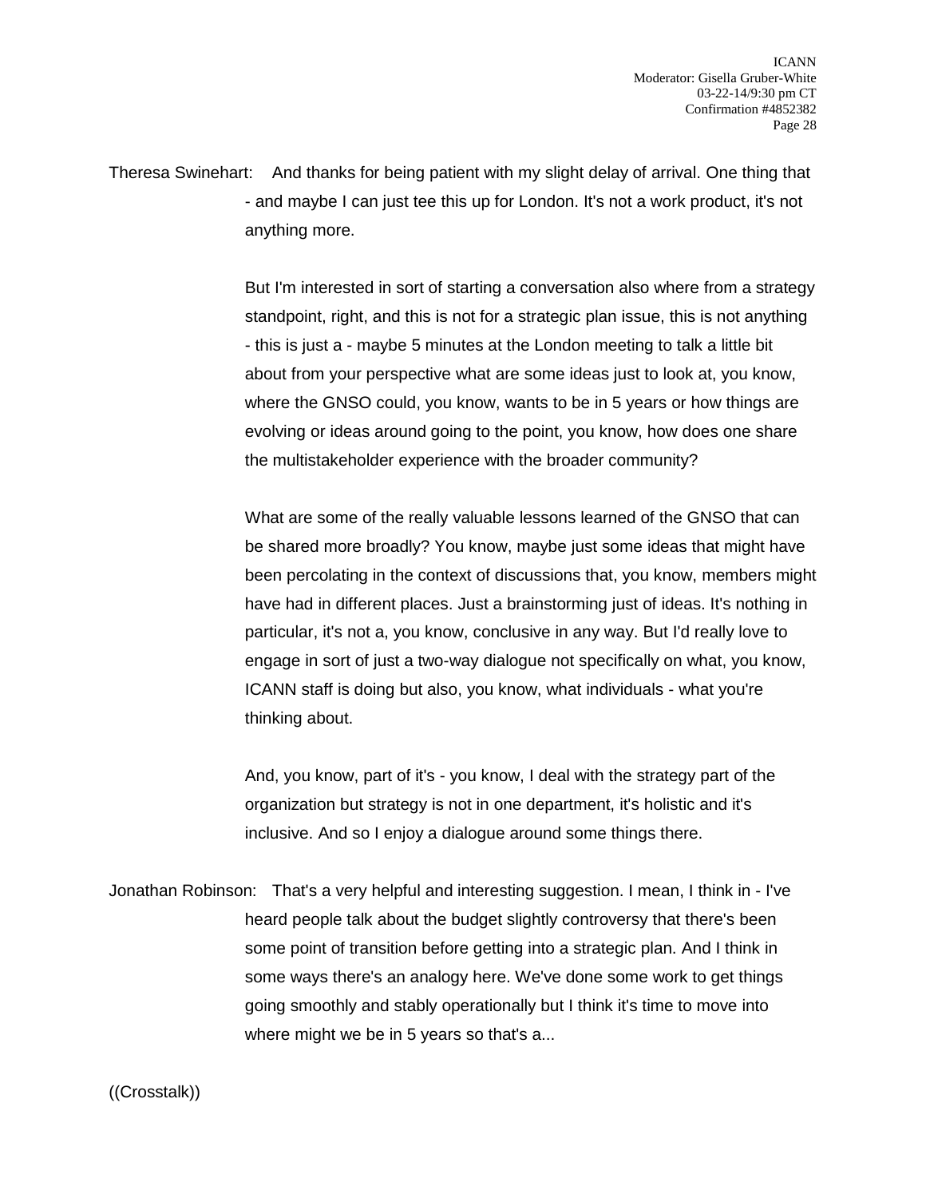Theresa Swinehart: And thanks for being patient with my slight delay of arrival. One thing that - and maybe I can just tee this up for London. It's not a work product, it's not anything more.

But I'm interested in sort of starting a conversation also where from a strategy standpoint, right, and this is not for a strategic plan issue, this is not anything - this is just a - maybe 5 minutes at the London meeting to talk a little bit about from your perspective what are some ideas just to look at, you know, where the GNSO could, you know, wants to be in 5 years or how things are evolving or ideas around going to the point, you know, how does one share the multistakeholder experience with the broader community?

What are some of the really valuable lessons learned of the GNSO that can be shared more broadly? You know, maybe just some ideas that might have been percolating in the context of discussions that, you know, members might have had in different places. Just a brainstorming just of ideas. It's nothing in particular, it's not a, you know, conclusive in any way. But I'd really love to engage in sort of just a two-way dialogue not specifically on what, you know, ICANN staff is doing but also, you know, what individuals - what you're thinking about.

And, you know, part of it's - you know, I deal with the strategy part of the organization but strategy is not in one department, it's holistic and it's inclusive. And so I enjoy a dialogue around some things there.

Jonathan Robinson: That's a very helpful and interesting suggestion. I mean, I think in - I've heard people talk about the budget slightly controversy that there's been some point of transition before getting into a strategic plan. And I think in some ways there's an analogy here. We've done some work to get things going smoothly and stably operationally but I think it's time to move into where might we be in 5 years so that's a...

((Crosstalk))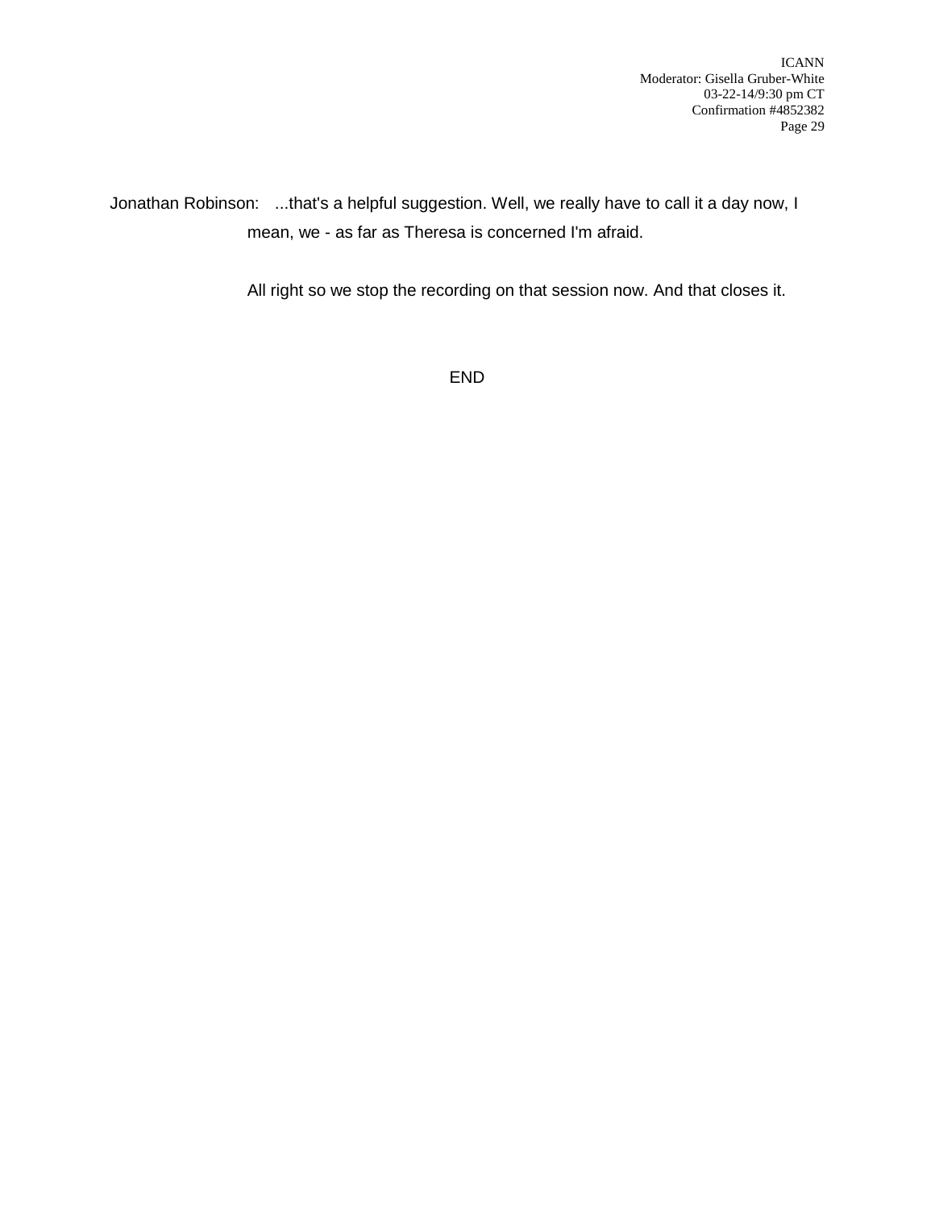Jonathan Robinson: ...that's a helpful suggestion. Well, we really have to call it a day now, I mean, we - as far as Theresa is concerned I'm afraid.

All right so we stop the recording on that session now. And that closes it.

END